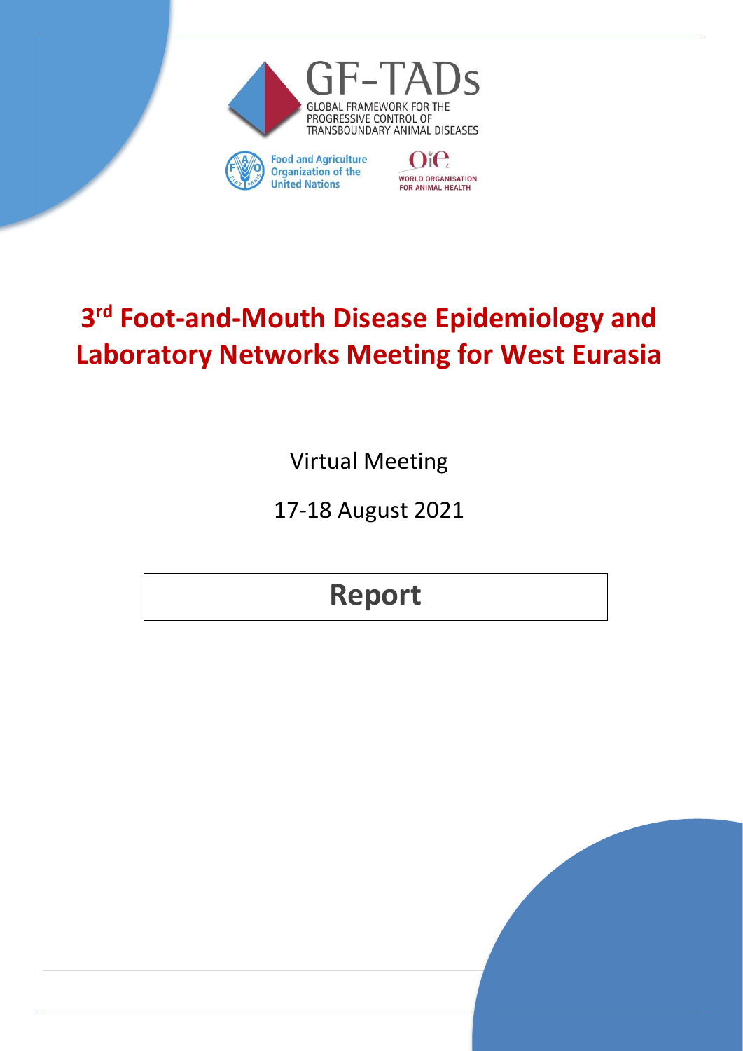GF-TADs

GLOBAL FRAMEWORK FOR THE PROGRESSIVE CONTROL OF TRANSBOUNDARY ANIMAL DISEASES

Food and Agriculture Organization of the United Nations

OIE WORLD ORGANISATION FOR ANIMAL HEALTH

# 3rd Foot-and-Mouth Disease Epidemiology and Laboratory Networks Meeting for West Eurasia

Virtual Meeting

17-18 August 2021

## Report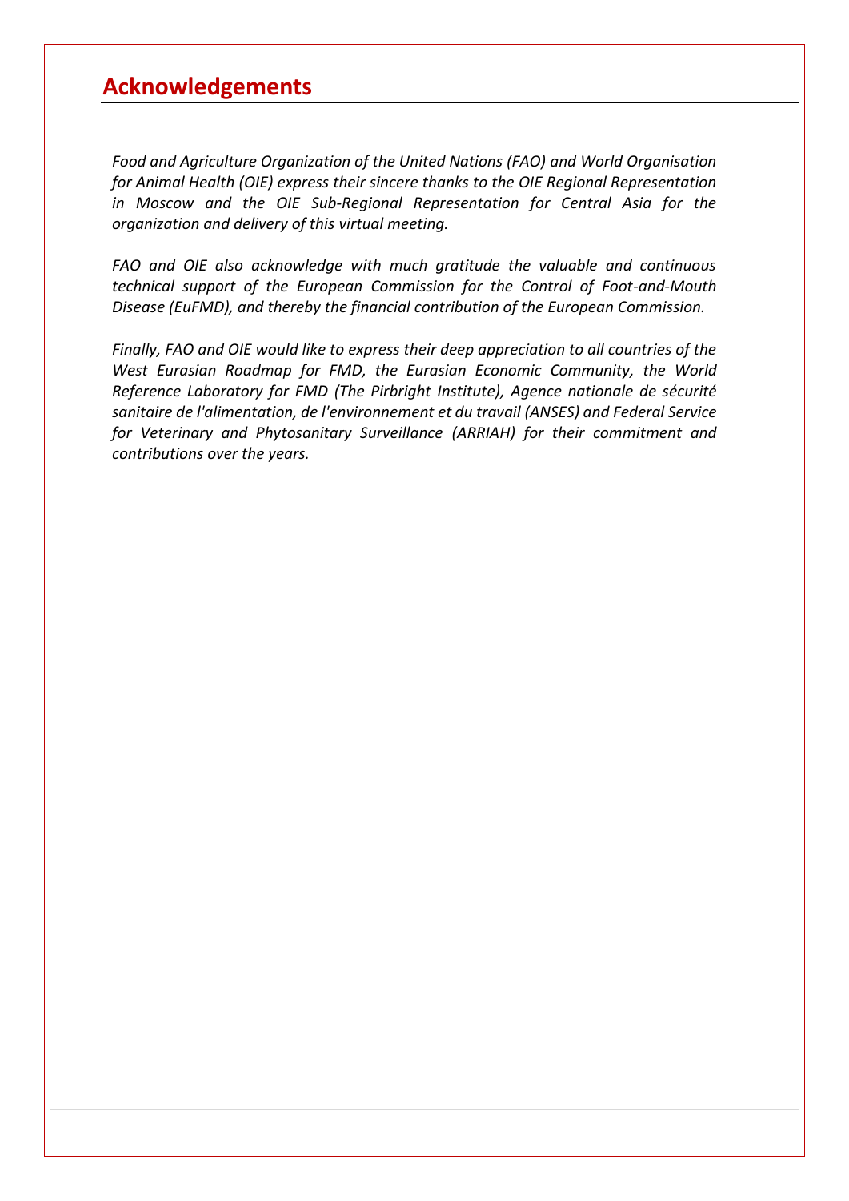# Acknowledgements

*Food and Agriculture Organization of the United Nations (FAO) and World Organisation for Animal Health (OIE) express their sincere thanks to the OIE Regional Representation in Moscow and the OIE Sub-Regional Representation for Central Asia for the organization and delivery of this virtual meeting.*

*FAO and OIE also acknowledge with much gratitude the valuable and continuous technical support of the European Commission for the Control of Foot-and-Mouth Disease (EuFMD), and thereby the financial contribution of the European Commission.*

*Finally, FAO and OIE would like to express their deep appreciation to all countries of the West Eurasian Roadmap for FMD, the Eurasian Economic Community, the World Reference Laboratory for FMD (The Pirbright Institute), Agence nationale de sécurité sanitaire de l'alimentation, de l'environnement et du travail (ANSES) and Federal Service for Veterinary and Phytosanitary Surveillance (ARRIAH) for their commitment and contributions over the years.*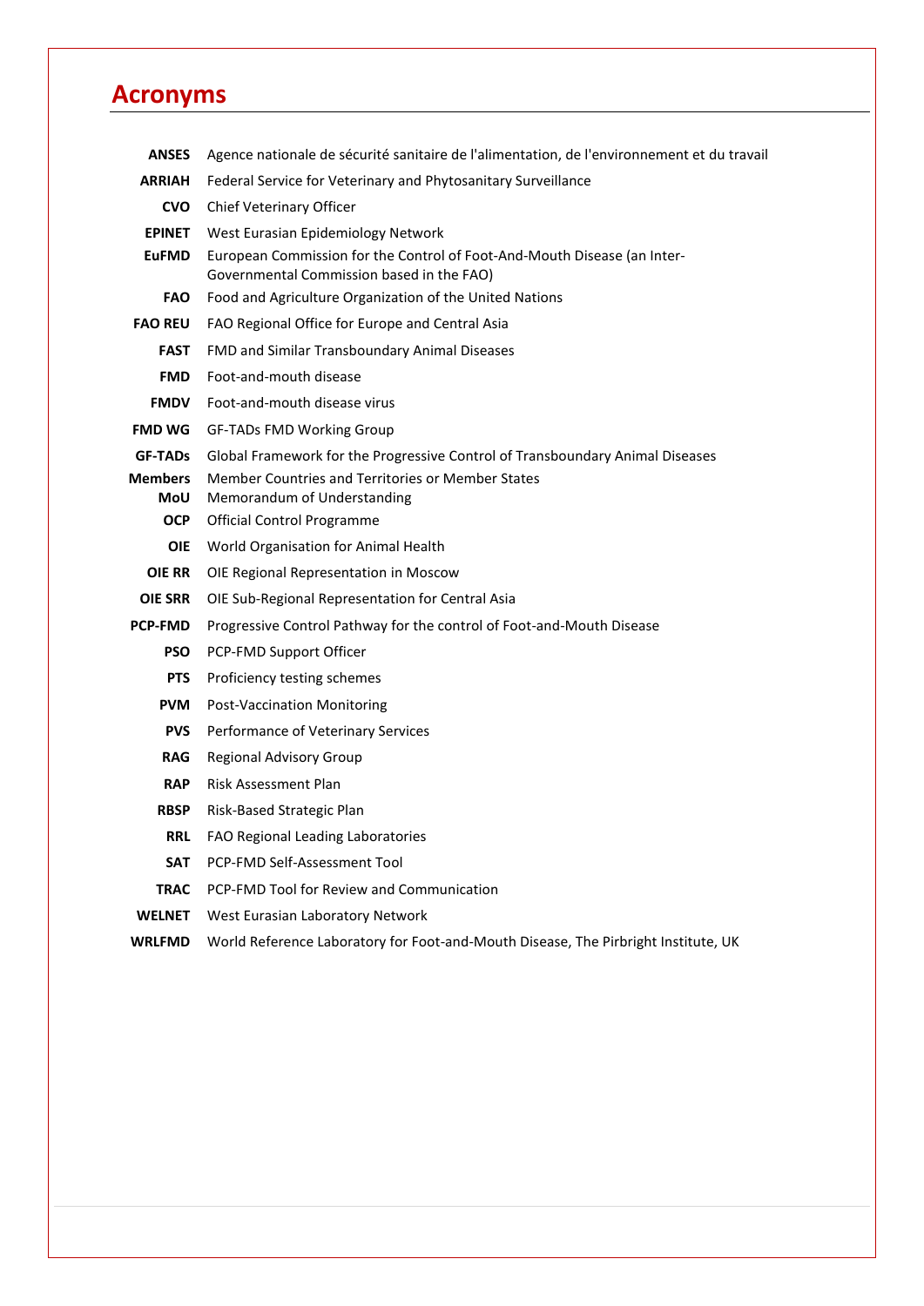# Acronyms

| | |
|---|---|
| **ANSES** | Agence nationale de sécurité sanitaire de l'alimentation, de l'environnement et du travail |
| **ARRIAH** | Federal Service for Veterinary and Phytosanitary Surveillance |
| **CVO** | Chief Veterinary Officer |
| **EPINET** | West Eurasian Epidemiology Network |
| **EuFMD** | European Commission for the Control of Foot-And-Mouth Disease (an Inter-Governmental Commission based in the FAO) |
| **FAO** | Food and Agriculture Organization of the United Nations |
| **FAO REU** | FAO Regional Office for Europe and Central Asia |
| **FAST** | FMD and Similar Transboundary Animal Diseases |
| **FMD** | Foot-and-mouth disease |
| **FMDV** | Foot-and-mouth disease virus |
| **FMD WG** | GF-TADs FMD Working Group |
| **GF-TADs** | Global Framework for the Progressive Control of Transboundary Animal Diseases |
| **Members** | Member Countries and Territories or Member States |
| **MoU** | Memorandum of Understanding |
| **OCP** | Official Control Programme |
| **OIE** | World Organisation for Animal Health |
| **OIE RR** | OIE Regional Representation in Moscow |
| **OIE SRR** | OIE Sub-Regional Representation for Central Asia |
| **PCP-FMD** | Progressive Control Pathway for the control of Foot-and-Mouth Disease |
| **PSO** | PCP-FMD Support Officer |
| **PTS** | Proficiency testing schemes |
| **PVM** | Post-Vaccination Monitoring |
| **PVS** | Performance of Veterinary Services |
| **RAG** | Regional Advisory Group |
| **RAP** | Risk Assessment Plan |
| **RBSP** | Risk-Based Strategic Plan |
| **RRL** | FAO Regional Leading Laboratories |
| **SAT** | PCP-FMD Self-Assessment Tool |
| **TRAC** | PCP-FMD Tool for Review and Communication |
| **WELNET** | West Eurasian Laboratory Network |
| **WRLFMD** | World Reference Laboratory for Foot-and-Mouth Disease, The Pirbright Institute, UK |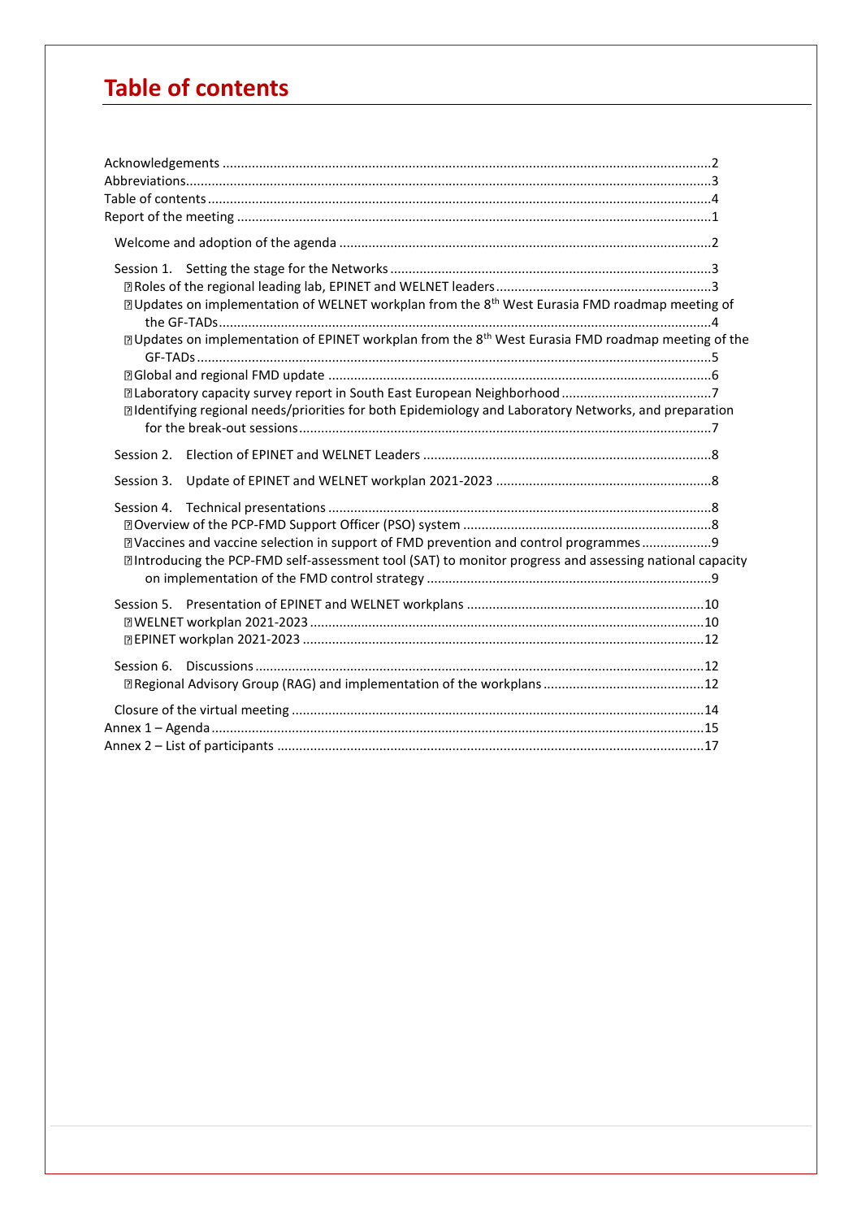# Table of contents

Acknowledgements ....................................................................................................................2
Abbreviations..............................................................................................................................3
Table of contents.........................................................................................................................4
Report of the meeting ................................................................................................................1

Welcome and adoption of the agenda ......................................................................................2

Session 1. Setting the stage for the Networks .......................................................................3
- Roles of the regional leading lab, EPINET and WELNET leaders ..........................................................3
- Updates on implementation of WELNET workplan from the 8th West Eurasia FMD roadmap meeting of the GF-TADs.......................................................................................................................4
- Updates on implementation of EPINET workplan from the 8th West Eurasia FMD roadmap meeting of the GF-TADs............................................................................................................................5
- Global and regional FMD update ........................................................................................6
- Laboratory capacity survey report in South East European Neighborhood .........................................7
- Identifying regional needs/priorities for both Epidemiology and Laboratory Networks, and preparation for the break-out sessions..................................................................................................7

Session 2. Election of EPINET and WELNET Leaders ..............................................................8

Session 3. Update of EPINET and WELNET workplan 2021-2023 ...........................................................8

Session 4. Technical presentations ........................................................................................8
- Overview of the PCP-FMD Support Officer (PSO) system ...................................................................8
- Vaccines and vaccine selection in support of FMD prevention and control programmes...................9
- Introducing the PCP-FMD self-assessment tool (SAT) to monitor progress and assessing national capacity on implementation of the FMD control strategy .............................................................................9

Session 5. Presentation of EPINET and WELNET workplans .................................................................10
- WELNET workplan 2021-2023 ...........................................................................................................10
- EPINET workplan 2021-2023 .............................................................................................................12

Session 6. Discussions ..........................................................................................................12
- Regional Advisory Group (RAG) and implementation of the workplans ............................................12

Closure of the virtual meeting ................................................................................................14
Annex 1 – Agenda.....................................................................................................................15
Annex 2 – List of participants ....................................................................................................17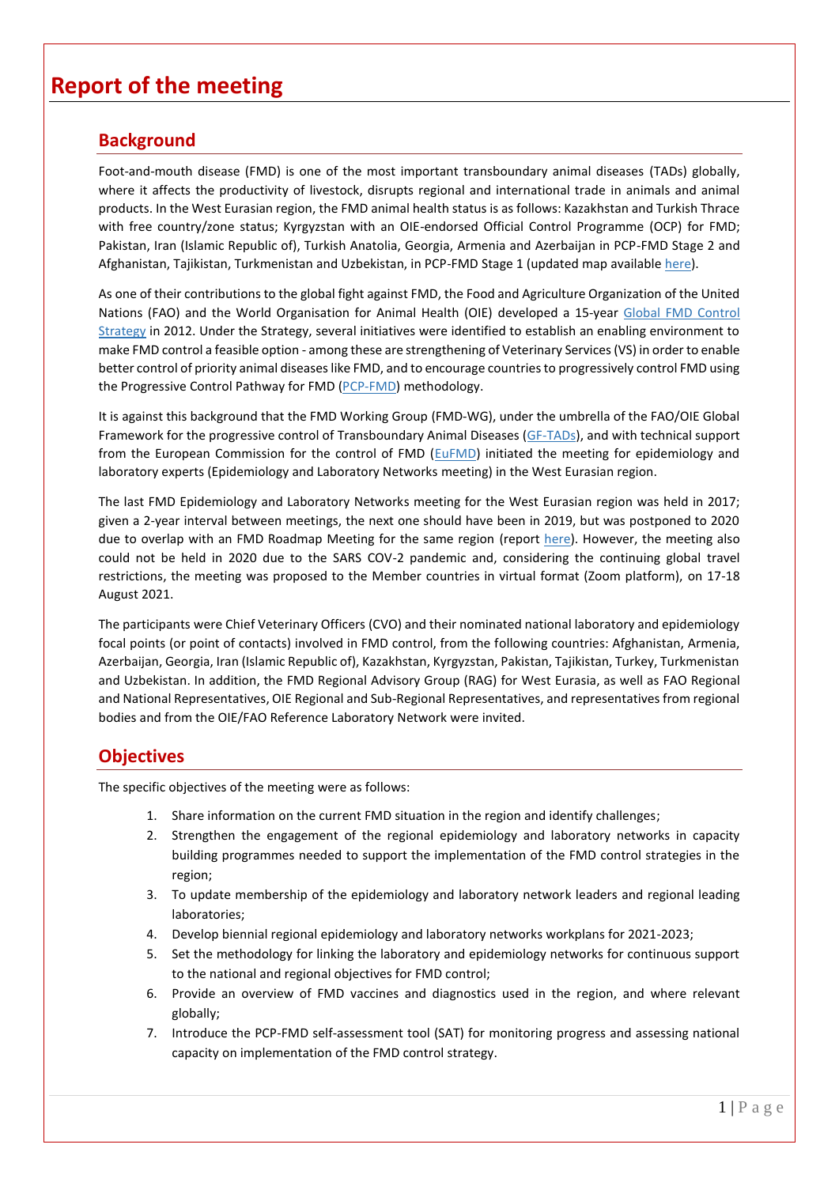# Report of the meeting

## Background

Foot-and-mouth disease (FMD) is one of the most important transboundary animal diseases (TADs) globally, where it affects the productivity of livestock, disrupts regional and international trade in animals and animal products. In the West Eurasian region, the FMD animal health status is as follows: Kazakhstan and Turkish Thrace with free country/zone status; Kyrgyzstan with an OIE-endorsed Official Control Programme (OCP) for FMD; Pakistan, Iran (Islamic Republic of), Turkish Anatolia, Georgia, Armenia and Azerbaijan in PCP-FMD Stage 2 and Afghanistan, Tajikistan, Turkmenistan and Uzbekistan, in PCP-FMD Stage 1 (updated map available here).

As one of their contributions to the global fight against FMD, the Food and Agriculture Organization of the United Nations (FAO) and the World Organisation for Animal Health (OIE) developed a 15-year Global FMD Control Strategy in 2012. Under the Strategy, several initiatives were identified to establish an enabling environment to make FMD control a feasible option - among these are strengthening of Veterinary Services (VS) in order to enable better control of priority animal diseases like FMD, and to encourage countries to progressively control FMD using the Progressive Control Pathway for FMD (PCP-FMD) methodology.

It is against this background that the FMD Working Group (FMD-WG), under the umbrella of the FAO/OIE Global Framework for the progressive control of Transboundary Animal Diseases (GF-TADs), and with technical support from the European Commission for the control of FMD (EuFMD) initiated the meeting for epidemiology and laboratory experts (Epidemiology and Laboratory Networks meeting) in the West Eurasian region.

The last FMD Epidemiology and Laboratory Networks meeting for the West Eurasian region was held in 2017; given a 2-year interval between meetings, the next one should have been in 2019, but was postponed to 2020 due to overlap with an FMD Roadmap Meeting for the same region (report here). However, the meeting also could not be held in 2020 due to the SARS COV-2 pandemic and, considering the continuing global travel restrictions, the meeting was proposed to the Member countries in virtual format (Zoom platform), on 17-18 August 2021.

The participants were Chief Veterinary Officers (CVO) and their nominated national laboratory and epidemiology focal points (or point of contacts) involved in FMD control, from the following countries: Afghanistan, Armenia, Azerbaijan, Georgia, Iran (Islamic Republic of), Kazakhstan, Kyrgyzstan, Pakistan, Tajikistan, Turkey, Turkmenistan and Uzbekistan. In addition, the FMD Regional Advisory Group (RAG) for West Eurasia, as well as FAO Regional and National Representatives, OIE Regional and Sub-Regional Representatives, and representatives from regional bodies and from the OIE/FAO Reference Laboratory Network were invited.

## Objectives

The specific objectives of the meeting were as follows:

1. Share information on the current FMD situation in the region and identify challenges;
2. Strengthen the engagement of the regional epidemiology and laboratory networks in capacity building programmes needed to support the implementation of the FMD control strategies in the region;
3. To update membership of the epidemiology and laboratory network leaders and regional leading laboratories;
4. Develop biennial regional epidemiology and laboratory networks workplans for 2021-2023;
5. Set the methodology for linking the laboratory and epidemiology networks for continuous support to the national and regional objectives for FMD control;
6. Provide an overview of FMD vaccines and diagnostics used in the region, and where relevant globally;
7. Introduce the PCP-FMD self-assessment tool (SAT) for monitoring progress and assessing national capacity on implementation of the FMD control strategy.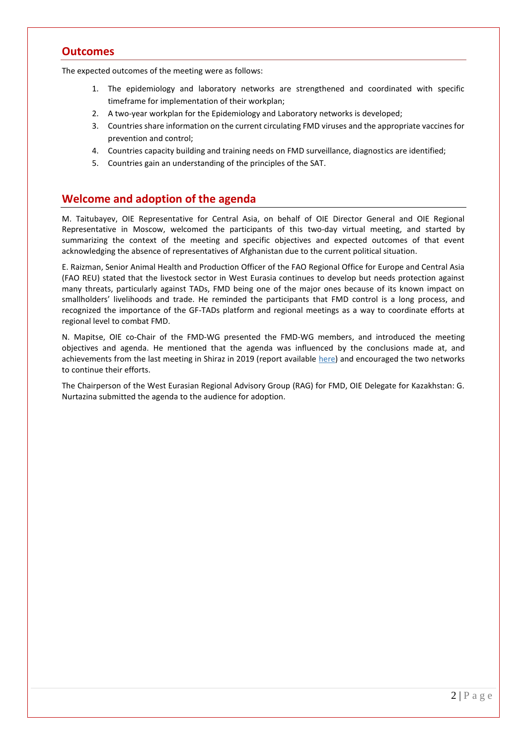## Outcomes

The expected outcomes of the meeting were as follows:

1. The epidemiology and laboratory networks are strengthened and coordinated with specific timeframe for implementation of their workplan;
2. A two-year workplan for the Epidemiology and Laboratory networks is developed;
3. Countries share information on the current circulating FMD viruses and the appropriate vaccines for prevention and control;
4. Countries capacity building and training needs on FMD surveillance, diagnostics are identified;
5. Countries gain an understanding of the principles of the SAT.

## Welcome and adoption of the agenda

M. Taitubayev, OIE Representative for Central Asia, on behalf of OIE Director General and OIE Regional Representative in Moscow, welcomed the participants of this two-day virtual meeting, and started by summarizing the context of the meeting and specific objectives and expected outcomes of that event acknowledging the absence of representatives of Afghanistan due to the current political situation.

E. Raizman, Senior Animal Health and Production Officer of the FAO Regional Office for Europe and Central Asia (FAO REU) stated that the livestock sector in West Eurasia continues to develop but needs protection against many threats, particularly against TADs, FMD being one of the major ones because of its known impact on smallholders' livelihoods and trade. He reminded the participants that FMD control is a long process, and recognized the importance of the GF-TADs platform and regional meetings as a way to coordinate efforts at regional level to combat FMD.

N. Mapitse, OIE co-Chair of the FMD-WG presented the FMD-WG members, and introduced the meeting objectives and agenda. He mentioned that the agenda was influenced by the conclusions made at, and achievements from the last meeting in Shiraz in 2019 (report available here) and encouraged the two networks to continue their efforts.

The Chairperson of the West Eurasian Regional Advisory Group (RAG) for FMD, OIE Delegate for Kazakhstan: G. Nurtazina submitted the agenda to the audience for adoption.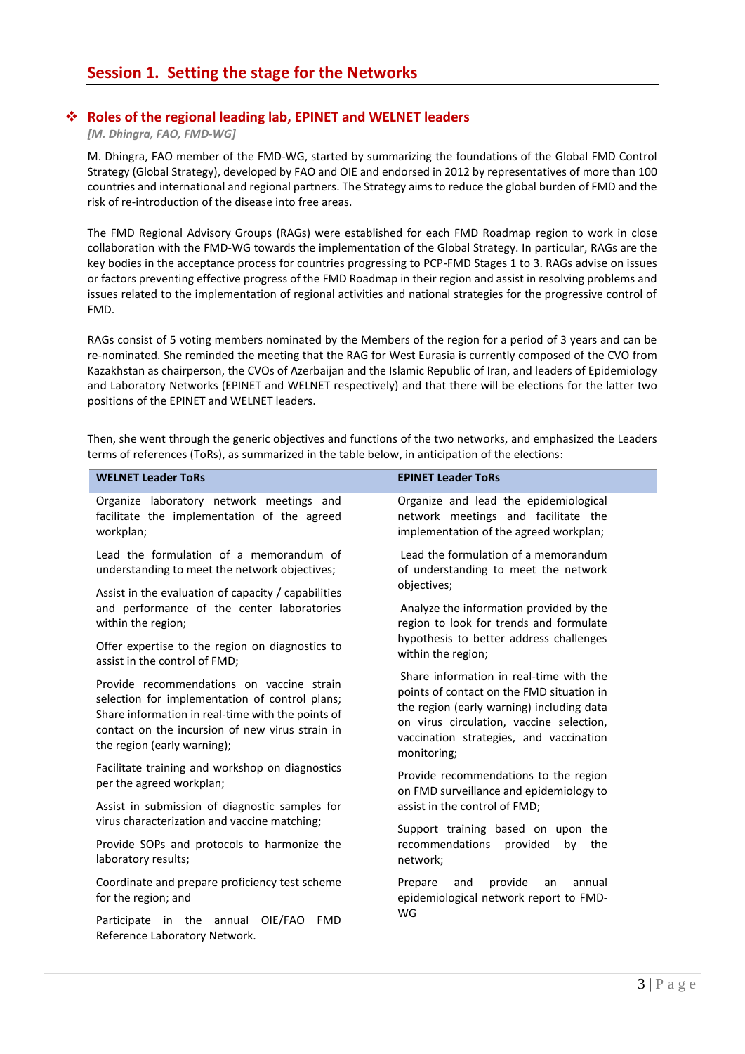## Session 1. Setting the stage for the Networks

### Roles of the regional leading lab, EPINET and WELNET leaders

*[M. Dhingra, FAO, FMD-WG]*

M. Dhingra, FAO member of the FMD-WG, started by summarizing the foundations of the Global FMD Control Strategy (Global Strategy), developed by FAO and OIE and endorsed in 2012 by representatives of more than 100 countries and international and regional partners. The Strategy aims to reduce the global burden of FMD and the risk of re-introduction of the disease into free areas.

The FMD Regional Advisory Groups (RAGs) were established for each FMD Roadmap region to work in close collaboration with the FMD-WG towards the implementation of the Global Strategy. In particular, RAGs are the key bodies in the acceptance process for countries progressing to PCP-FMD Stages 1 to 3. RAGs advise on issues or factors preventing effective progress of the FMD Roadmap in their region and assist in resolving problems and issues related to the implementation of regional activities and national strategies for the progressive control of FMD.

RAGs consist of 5 voting members nominated by the Members of the region for a period of 3 years and can be re-nominated. She reminded the meeting that the RAG for West Eurasia is currently composed of the CVO from Kazakhstan as chairperson, the CVOs of Azerbaijan and the Islamic Republic of Iran, and leaders of Epidemiology and Laboratory Networks (EPINET and WELNET respectively) and that there will be elections for the latter two positions of the EPINET and WELNET leaders.

Then, she went through the generic objectives and functions of the two networks, and emphasized the Leaders terms of references (ToRs), as summarized in the table below, in anticipation of the elections:

| WELNET Leader ToRs | EPINET Leader ToRs |
|---|---|
| Organize laboratory network meetings and facilitate the implementation of the agreed workplan; | Organize and lead the epidemiological network meetings and facilitate the implementation of the agreed workplan; |
| Lead the formulation of a memorandum of understanding to meet the network objectives; | Lead the formulation of a memorandum of understanding to meet the network objectives; |
| Assist in the evaluation of capacity / capabilities and performance of the center laboratories within the region; | Analyze the information provided by the region to look for trends and formulate hypothesis to better address challenges within the region; |
| Offer expertise to the region on diagnostics to assist in the control of FMD; | Share information in real-time with the points of contact on the FMD situation in the region (early warning) including data on virus circulation, vaccine selection, vaccination strategies, and vaccination monitoring; |
| Provide recommendations on vaccine strain selection for implementation of control plans; Share information in real-time with the points of contact on the incursion of new virus strain in the region (early warning); | Provide recommendations to the region on FMD surveillance and epidemiology to assist in the control of FMD; |
| Facilitate training and workshop on diagnostics per the agreed workplan; | Support training based on upon the recommendations provided by the network; |
| Assist in submission of diagnostic samples for virus characterization and vaccine matching; | Prepare and provide an annual epidemiological network report to FMD-WG |
| Provide SOPs and protocols to harmonize the laboratory results; | |
| Coordinate and prepare proficiency test scheme for the region; and | |
| Participate in the annual OIE/FAO FMD Reference Laboratory Network. | |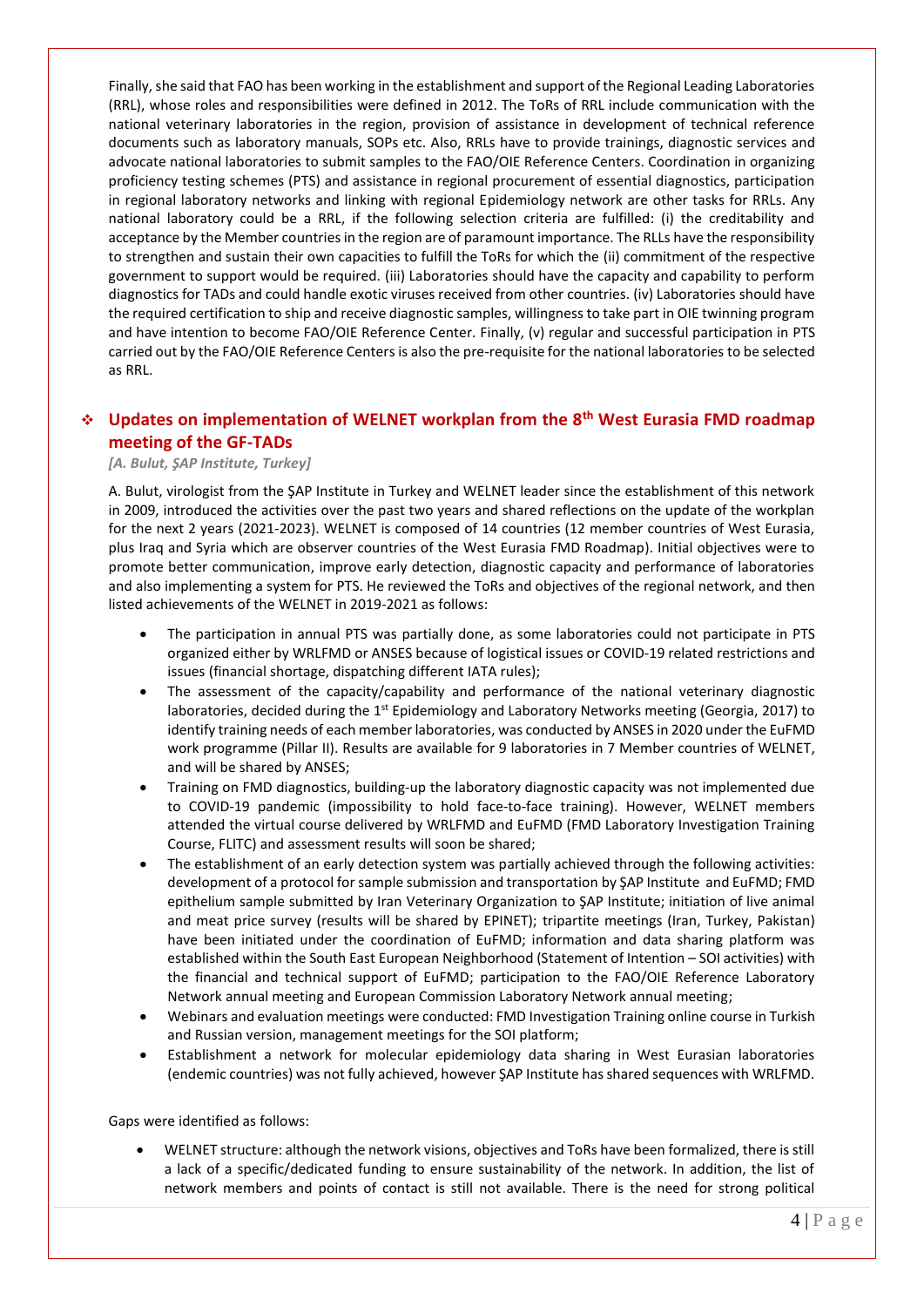Finally, she said that FAO has been working in the establishment and support of the Regional Leading Laboratories (RRL), whose roles and responsibilities were defined in 2012. The ToRs of RRL include communication with the national veterinary laboratories in the region, provision of assistance in development of technical reference documents such as laboratory manuals, SOPs etc. Also, RRLs have to provide trainings, diagnostic services and advocate national laboratories to submit samples to the FAO/OIE Reference Centers. Coordination in organizing proficiency testing schemes (PTS) and assistance in regional procurement of essential diagnostics, participation in regional laboratory networks and linking with regional Epidemiology network are other tasks for RRLs. Any national laboratory could be a RRL, if the following selection criteria are fulfilled: (i) the creditability and acceptance by the Member countries in the region are of paramount importance. The RLLs have the responsibility to strengthen and sustain their own capacities to fulfill the ToRs for which the (ii) commitment of the respective government to support would be required. (iii) Laboratories should have the capacity and capability to perform diagnostics for TADs and could handle exotic viruses received from other countries. (iv) Laboratories should have the required certification to ship and receive diagnostic samples, willingness to take part in OIE twinning program and have intention to become FAO/OIE Reference Center. Finally, (v) regular and successful participation in PTS carried out by the FAO/OIE Reference Centers is also the pre-requisite for the national laboratories to be selected as RRL.

## ❖ Updates on implementation of WELNET workplan from the 8th West Eurasia FMD roadmap meeting of the GF-TADs

*[A. Bulut, ŞAP Institute, Turkey]*

A. Bulut, virologist from the ŞAP Institute in Turkey and WELNET leader since the establishment of this network in 2009, introduced the activities over the past two years and shared reflections on the update of the workplan for the next 2 years (2021-2023). WELNET is composed of 14 countries (12 member countries of West Eurasia, plus Iraq and Syria which are observer countries of the West Eurasia FMD Roadmap). Initial objectives were to promote better communication, improve early detection, diagnostic capacity and performance of laboratories and also implementing a system for PTS. He reviewed the ToRs and objectives of the regional network, and then listed achievements of the WELNET in 2019-2021 as follows:

- The participation in annual PTS was partially done, as some laboratories could not participate in PTS organized either by WRLFMD or ANSES because of logistical issues or COVID-19 related restrictions and issues (financial shortage, dispatching different IATA rules);
- The assessment of the capacity/capability and performance of the national veterinary diagnostic laboratories, decided during the 1st Epidemiology and Laboratory Networks meeting (Georgia, 2017) to identify training needs of each member laboratories, was conducted by ANSES in 2020 under the EuFMD work programme (Pillar II). Results are available for 9 laboratories in 7 Member countries of WELNET, and will be shared by ANSES;
- Training on FMD diagnostics, building-up the laboratory diagnostic capacity was not implemented due to COVID-19 pandemic (impossibility to hold face-to-face training). However, WELNET members attended the virtual course delivered by WRLFMD and EuFMD (FMD Laboratory Investigation Training Course, FLITC) and assessment results will soon be shared;
- The establishment of an early detection system was partially achieved through the following activities: development of a protocol for sample submission and transportation by ŞAP Institute and EuFMD; FMD epithelium sample submitted by Iran Veterinary Organization to ŞAP Institute; initiation of live animal and meat price survey (results will be shared by EPINET); tripartite meetings (Iran, Turkey, Pakistan) have been initiated under the coordination of EuFMD; information and data sharing platform was established within the South East European Neighborhood (Statement of Intention – SOI activities) with the financial and technical support of EuFMD; participation to the FAO/OIE Reference Laboratory Network annual meeting and European Commission Laboratory Network annual meeting;
- Webinars and evaluation meetings were conducted: FMD Investigation Training online course in Turkish and Russian version, management meetings for the SOI platform;
- Establishment a network for molecular epidemiology data sharing in West Eurasian laboratories (endemic countries) was not fully achieved, however ŞAP Institute has shared sequences with WRLFMD.

Gaps were identified as follows:

- WELNET structure: although the network visions, objectives and ToRs have been formalized, there is still a lack of a specific/dedicated funding to ensure sustainability of the network. In addition, the list of network members and points of contact is still not available. There is the need for strong political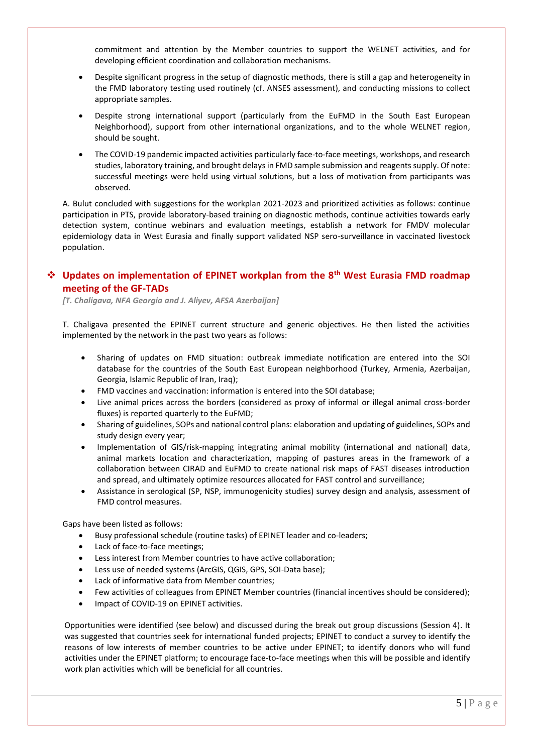commitment and attention by the Member countries to support the WELNET activities, and for developing efficient coordination and collaboration mechanisms.

- Despite significant progress in the setup of diagnostic methods, there is still a gap and heterogeneity in the FMD laboratory testing used routinely (cf. ANSES assessment), and conducting missions to collect appropriate samples.
- Despite strong international support (particularly from the EuFMD in the South East European Neighborhood), support from other international organizations, and to the whole WELNET region, should be sought.
- The COVID-19 pandemic impacted activities particularly face-to-face meetings, workshops, and research studies, laboratory training, and brought delays in FMD sample submission and reagents supply. Of note: successful meetings were held using virtual solutions, but a loss of motivation from participants was observed.

A. Bulut concluded with suggestions for the workplan 2021-2023 and prioritized activities as follows: continue participation in PTS, provide laboratory-based training on diagnostic methods, continue activities towards early detection system, continue webinars and evaluation meetings, establish a network for FMDV molecular epidemiology data in West Eurasia and finally support validated NSP sero-surveillance in vaccinated livestock population.

## ❖ Updates on implementation of EPINET workplan from the 8th West Eurasia FMD roadmap meeting of the GF-TADs

*[T. Chaligava, NFA Georgia and J. Aliyev, AFSA Azerbaijan]*

T. Chaligava presented the EPINET current structure and generic objectives. He then listed the activities implemented by the network in the past two years as follows:

- Sharing of updates on FMD situation: outbreak immediate notification are entered into the SOI database for the countries of the South East European neighborhood (Turkey, Armenia, Azerbaijan, Georgia, Islamic Republic of Iran, Iraq);
- FMD vaccines and vaccination: information is entered into the SOI database;
- Live animal prices across the borders (considered as proxy of informal or illegal animal cross-border fluxes) is reported quarterly to the EuFMD;
- Sharing of guidelines, SOPs and national control plans: elaboration and updating of guidelines, SOPs and study design every year;
- Implementation of GIS/risk-mapping integrating animal mobility (international and national) data, animal markets location and characterization, mapping of pastures areas in the framework of a collaboration between CIRAD and EuFMD to create national risk maps of FAST diseases introduction and spread, and ultimately optimize resources allocated for FAST control and surveillance;
- Assistance in serological (SP, NSP, immunogenicity studies) survey design and analysis, assessment of FMD control measures.

Gaps have been listed as follows:

- Busy professional schedule (routine tasks) of EPINET leader and co-leaders;
- Lack of face-to-face meetings;
- Less interest from Member countries to have active collaboration;
- Less use of needed systems (ArcGIS, QGIS, GPS, SOI-Data base);
- Lack of informative data from Member countries;
- Few activities of colleagues from EPINET Member countries (financial incentives should be considered);
- Impact of COVID-19 on EPINET activities.

Opportunities were identified (see below) and discussed during the break out group discussions (Session 4). It was suggested that countries seek for international funded projects; EPINET to conduct a survey to identify the reasons of low interests of member countries to be active under EPINET; to identify donors who will fund activities under the EPINET platform; to encourage face-to-face meetings when this will be possible and identify work plan activities which will be beneficial for all countries.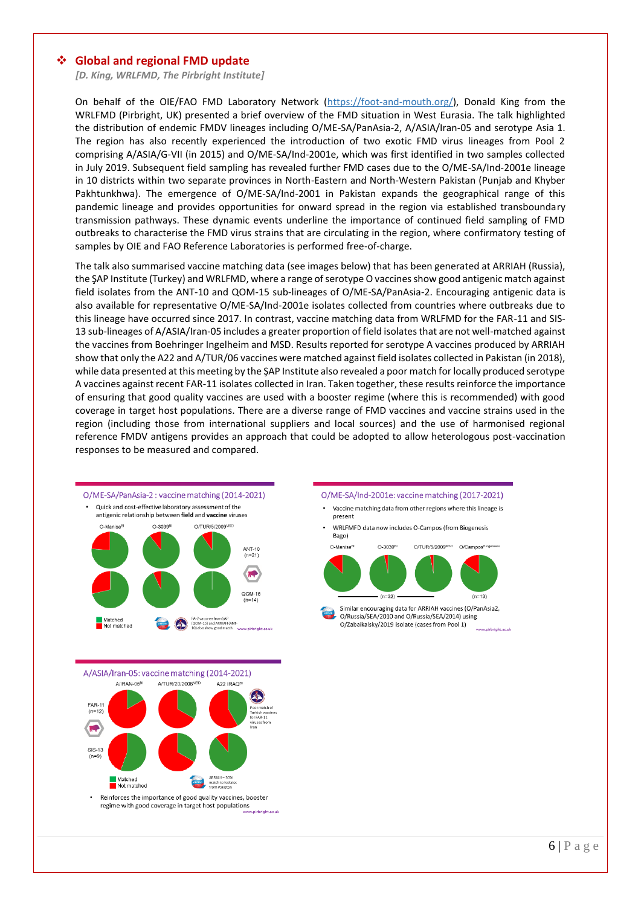## ❖ Global and regional FMD update

*[D. King, WRLFMD, The Pirbright Institute]*

On behalf of the OIE/FAO FMD Laboratory Network (https://foot-and-mouth.org/), Donald King from the WRLFMD (Pirbright, UK) presented a brief overview of the FMD situation in West Eurasia. The talk highlighted the distribution of endemic FMDV lineages including O/ME-SA/PanAsia-2, A/ASIA/Iran-05 and serotype Asia 1. The region has also recently experienced the introduction of two exotic FMD virus lineages from Pool 2 comprising A/ASIA/G-VII (in 2015) and O/ME-SA/Ind-2001e, which was first identified in two samples collected in July 2019. Subsequent field sampling has revealed further FMD cases due to the O/ME-SA/Ind-2001e lineage in 10 districts within two separate provinces in North-Eastern and North-Western Pakistan (Punjab and Khyber Pakhtunkhwa). The emergence of O/ME-SA/Ind-2001 in Pakistan expands the geographical range of this pandemic lineage and provides opportunities for onward spread in the region via established transboundary transmission pathways. These dynamic events underline the importance of continued field sampling of FMD outbreaks to characterise the FMD virus strains that are circulating in the region, where confirmatory testing of samples by OIE and FAO Reference Laboratories is performed free-of-charge.

The talk also summarised vaccine matching data (see images below) that has been generated at ARRIAH (Russia), the ŞAP Institute (Turkey) and WRLFMD, where a range of serotype O vaccines show good antigenic match against field isolates from the ANT-10 and QOM-15 sub-lineages of O/ME-SA/PanAsia-2. Encouraging antigenic data is also available for representative O/ME-SA/Ind-2001e isolates collected from countries where outbreaks due to this lineage have occurred since 2017. In contrast, vaccine matching data from WRLFMD for the FAR-11 and SIS-13 sub-lineages of A/ASIA/Iran-05 includes a greater proportion of field isolates that are not well-matched against the vaccines from Boehringer Ingelheim and MSD. Results reported for serotype A vaccines produced by ARRIAH show that only the A22 and A/TUR/06 vaccines were matched against field isolates collected in Pakistan (in 2018), while data presented at this meeting by the ŞAP Institute also revealed a poor match for locally produced serotype A vaccines against recent FAR-11 isolates collected in Iran. Taken together, these results reinforce the importance of ensuring that good quality vaccines are used with a booster regime (where this is recommended) with good coverage in target host populations. There are a diverse range of FMD vaccines and vaccine strains used in the region (including those from international suppliers and local sources) and the use of harmonised regional reference FMDV antigens provides an approach that could be adopted to allow heterologous post-vaccination responses to be measured and compared.

**O/ME-SA/PanAsia-2 : vaccine matching (2014-2021)**

- Quick and cost-effective laboratory assessment of the antigenic relationship between **field** and **vaccine** viruses

O-Manisa[BI] | O-3039[BI] | O/TUR/5/2009[MSD] — ANT-10 (n=21); QOM-15 (n=14)

Matched / Not matched

PA-2 vaccines from ŞAP (QOM-15) and ARRIAH (ANT-10) also show good match

**O/ME-SA/Ind-2001e: vaccine matching (2017-2021)**

- Vaccine matching data from other regions where this lineage is present
- WRLFMFD data now includes O-Campos (from Biogenesis Bago)

O-Manisa[BI] | O-3039[BI] | O/TUR/5/2009[MSD] | O/Campos[Biogenesis] — (n=32); (n=13)

Similar encouraging data for ARRIAH vaccines (O/PanAsia2, O/Russia/SEA/2010 and O/Russia/SEA/2014) using O/Zabaikalsky/2019 isolate (cases from Pool 1)

**A/ASIA/Iran-05: vaccine matching (2014-2021)**

A/IRAN-05[BI] | A/TUR/20/2006[MSD] | A22 IRAQ[BI] — FAR-11 (n=12); SIS-13 (n=9)

Poor match of Turkish vaccines for FAR-11 viruses from Iran

Matched / Not matched

ARRIAH – 50% match to isolates from Pakistan

- Reinforces the importance of good quality vaccines, booster regime with good coverage in target host populations

www.pirbright.ac.uk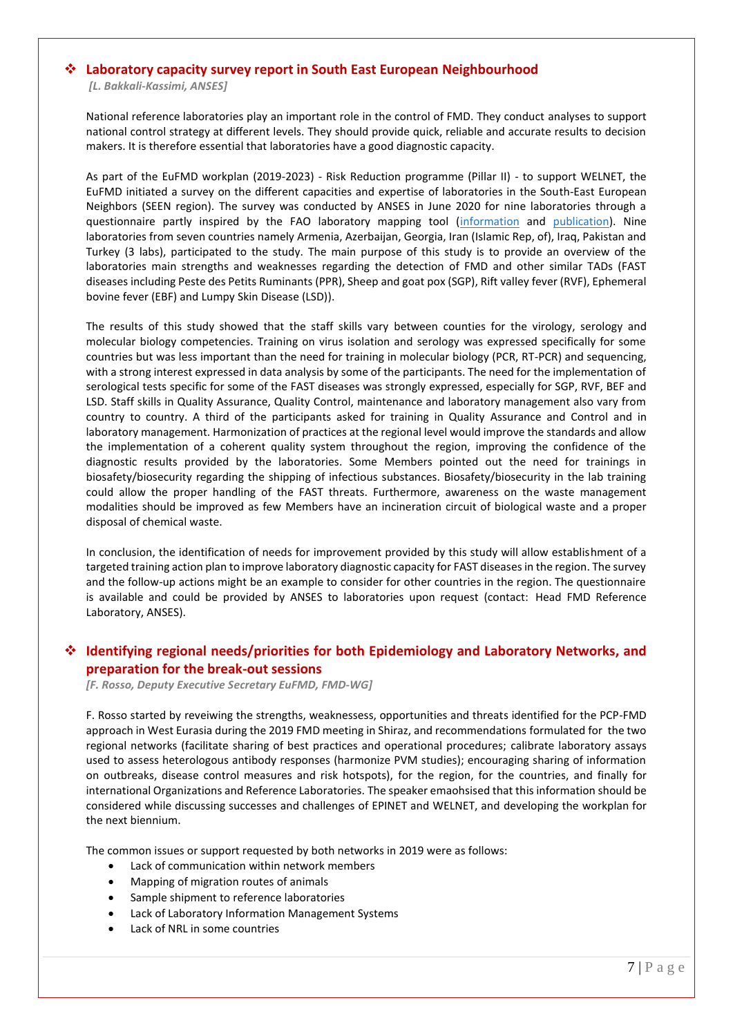## ❖ Laboratory capacity survey report in South East European Neighbourhood

*[L. Bakkali-Kassimi, ANSES]*

National reference laboratories play an important role in the control of FMD. They conduct analyses to support national control strategy at different levels. They should provide quick, reliable and accurate results to decision makers. It is therefore essential that laboratories have a good diagnostic capacity.

As part of the EuFMD workplan (2019-2023) - Risk Reduction programme (Pillar II) - to support WELNET, the EuFMD initiated a survey on the different capacities and expertise of laboratories in the South-East European Neighbors (SEEN region). The survey was conducted by ANSES in June 2020 for nine laboratories through a questionnaire partly inspired by the FAO laboratory mapping tool (information and publication). Nine laboratories from seven countries namely Armenia, Azerbaijan, Georgia, Iran (Islamic Rep, of), Iraq, Pakistan and Turkey (3 labs), participated to the study. The main purpose of this study is to provide an overview of the laboratories main strengths and weaknesses regarding the detection of FMD and other similar TADs (FAST diseases including Peste des Petits Ruminants (PPR), Sheep and goat pox (SGP), Rift valley fever (RVF), Ephemeral bovine fever (EBF) and Lumpy Skin Disease (LSD)).

The results of this study showed that the staff skills vary between counties for the virology, serology and molecular biology competencies. Training on virus isolation and serology was expressed specifically for some countries but was less important than the need for training in molecular biology (PCR, RT-PCR) and sequencing, with a strong interest expressed in data analysis by some of the participants. The need for the implementation of serological tests specific for some of the FAST diseases was strongly expressed, especially for SGP, RVF, BEF and LSD. Staff skills in Quality Assurance, Quality Control, maintenance and laboratory management also vary from country to country. A third of the participants asked for training in Quality Assurance and Control and in laboratory management. Harmonization of practices at the regional level would improve the standards and allow the implementation of a coherent quality system throughout the region, improving the confidence of the diagnostic results provided by the laboratories. Some Members pointed out the need for trainings in biosafety/biosecurity regarding the shipping of infectious substances. Biosafety/biosecurity in the lab training could allow the proper handling of the FAST threats. Furthermore, awareness on the waste management modalities should be improved as few Members have an incineration circuit of biological waste and a proper disposal of chemical waste.

In conclusion, the identification of needs for improvement provided by this study will allow establishment of a targeted training action plan to improve laboratory diagnostic capacity for FAST diseases in the region. The survey and the follow-up actions might be an example to consider for other countries in the region. The questionnaire is available and could be provided by ANSES to laboratories upon request (contact: Head FMD Reference Laboratory, ANSES).

## ❖ Identifying regional needs/priorities for both Epidemiology and Laboratory Networks, and preparation for the break-out sessions

*[F. Rosso, Deputy Executive Secretary EuFMD, FMD-WG]*

F. Rosso started by reveiwing the strengths, weaknessess, opportunities and threats identified for the PCP-FMD approach in West Eurasia during the 2019 FMD meeting in Shiraz, and recommendations formulated for the two regional networks (facilitate sharing of best practices and operational procedures; calibrate laboratory assays used to assess heterologous antibody responses (harmonize PVM studies); encouraging sharing of information on outbreaks, disease control measures and risk hotspots), for the region, for the countries, and finally for international Organizations and Reference Laboratories. The speaker emaohsised that this information should be considered while discussing successes and challenges of EPINET and WELNET, and developing the workplan for the next biennium.

The common issues or support requested by both networks in 2019 were as follows:

- Lack of communication within network members
- Mapping of migration routes of animals
- Sample shipment to reference laboratories
- Lack of Laboratory Information Management Systems
- Lack of NRL in some countries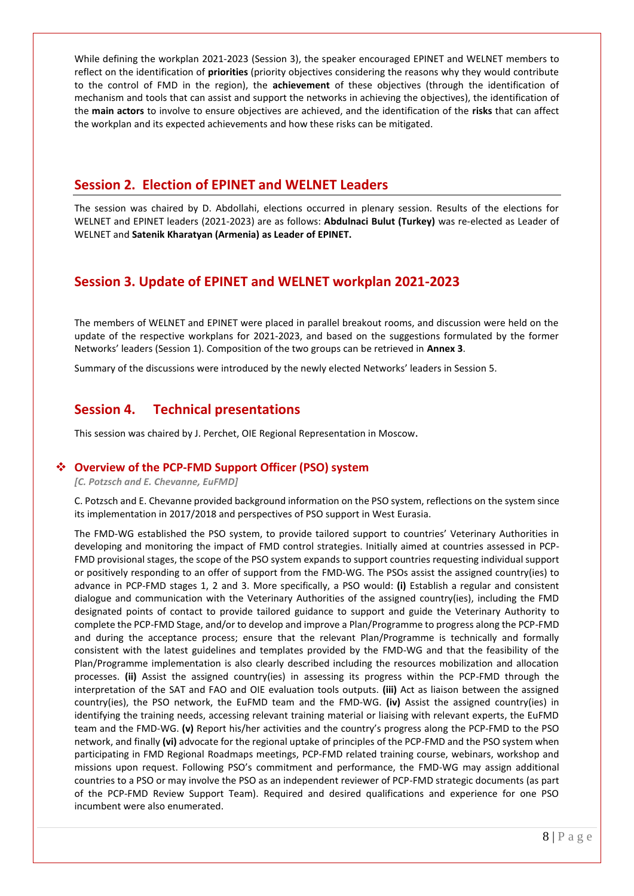While defining the workplan 2021-2023 (Session 3), the speaker encouraged EPINET and WELNET members to reflect on the identification of **priorities** (priority objectives considering the reasons why they would contribute to the control of FMD in the region), the **achievement** of these objectives (through the identification of mechanism and tools that can assist and support the networks in achieving the objectives), the identification of the **main actors** to involve to ensure objectives are achieved, and the identification of the **risks** that can affect the workplan and its expected achievements and how these risks can be mitigated.

## Session 2. Election of EPINET and WELNET Leaders

The session was chaired by D. Abdollahi, elections occurred in plenary session. Results of the elections for WELNET and EPINET leaders (2021-2023) are as follows: **Abdulnaci Bulut (Turkey)** was re-elected as Leader of WELNET and **Satenik Kharatyan (Armenia) as Leader of EPINET.**

## Session 3. Update of EPINET and WELNET workplan 2021-2023

The members of WELNET and EPINET were placed in parallel breakout rooms, and discussion were held on the update of the respective workplans for 2021-2023, and based on the suggestions formulated by the former Networks' leaders (Session 1). Composition of the two groups can be retrieved in **Annex 3**.

Summary of the discussions were introduced by the newly elected Networks' leaders in Session 5.

## Session 4. Technical presentations

This session was chaired by J. Perchet, OIE Regional Representation in Moscow.

### ❖ Overview of the PCP-FMD Support Officer (PSO) system

*[C. Potzsch and E. Chevanne, EuFMD]*

C. Potzsch and E. Chevanne provided background information on the PSO system, reflections on the system since its implementation in 2017/2018 and perspectives of PSO support in West Eurasia.

The FMD-WG established the PSO system, to provide tailored support to countries' Veterinary Authorities in developing and monitoring the impact of FMD control strategies. Initially aimed at countries assessed in PCP-FMD provisional stages, the scope of the PSO system expands to support countries requesting individual support or positively responding to an offer of support from the FMD-WG. The PSOs assist the assigned country(ies) to advance in PCP-FMD stages 1, 2 and 3. More specifically, a PSO would: **(i)** Establish a regular and consistent dialogue and communication with the Veterinary Authorities of the assigned country(ies), including the FMD designated points of contact to provide tailored guidance to support and guide the Veterinary Authority to complete the PCP-FMD Stage, and/or to develop and improve a Plan/Programme to progress along the PCP-FMD and during the acceptance process; ensure that the relevant Plan/Programme is technically and formally consistent with the latest guidelines and templates provided by the FMD-WG and that the feasibility of the Plan/Programme implementation is also clearly described including the resources mobilization and allocation processes. **(ii)** Assist the assigned country(ies) in assessing its progress within the PCP-FMD through the interpretation of the SAT and FAO and OIE evaluation tools outputs. **(iii)** Act as liaison between the assigned country(ies), the PSO network, the EuFMD team and the FMD-WG. **(iv)** Assist the assigned country(ies) in identifying the training needs, accessing relevant training material or liaising with relevant experts, the EuFMD team and the FMD-WG. **(v)** Report his/her activities and the country's progress along the PCP-FMD to the PSO network, and finally **(vi)** advocate for the regional uptake of principles of the PCP-FMD and the PSO system when participating in FMD Regional Roadmaps meetings, PCP-FMD related training course, webinars, workshop and missions upon request. Following PSO's commitment and performance, the FMD-WG may assign additional countries to a PSO or may involve the PSO as an independent reviewer of PCP-FMD strategic documents (as part of the PCP-FMD Review Support Team). Required and desired qualifications and experience for one PSO incumbent were also enumerated.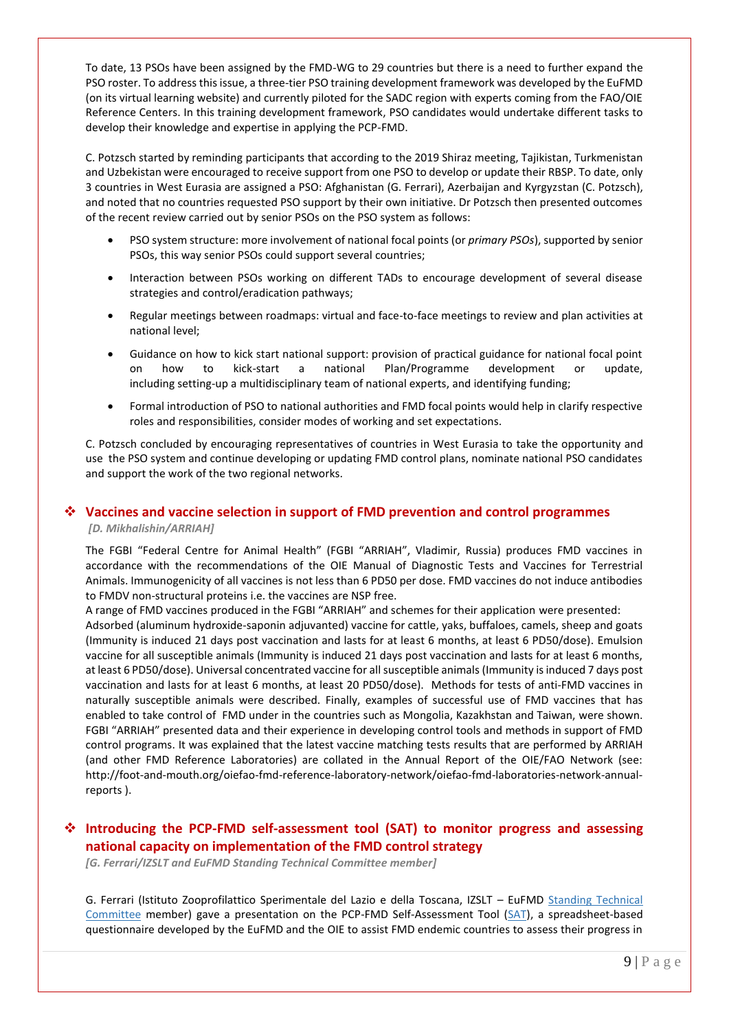To date, 13 PSOs have been assigned by the FMD-WG to 29 countries but there is a need to further expand the PSO roster. To address this issue, a three-tier PSO training development framework was developed by the EuFMD (on its virtual learning website) and currently piloted for the SADC region with experts coming from the FAO/OIE Reference Centers. In this training development framework, PSO candidates would undertake different tasks to develop their knowledge and expertise in applying the PCP-FMD.

C. Potzsch started by reminding participants that according to the 2019 Shiraz meeting, Tajikistan, Turkmenistan and Uzbekistan were encouraged to receive support from one PSO to develop or update their RBSP. To date, only 3 countries in West Eurasia are assigned a PSO: Afghanistan (G. Ferrari), Azerbaijan and Kyrgyzstan (C. Potzsch), and noted that no countries requested PSO support by their own initiative. Dr Potzsch then presented outcomes of the recent review carried out by senior PSOs on the PSO system as follows:

- PSO system structure: more involvement of national focal points (or *primary PSOs*), supported by senior PSOs, this way senior PSOs could support several countries;
- Interaction between PSOs working on different TADs to encourage development of several disease strategies and control/eradication pathways;
- Regular meetings between roadmaps: virtual and face-to-face meetings to review and plan activities at national level;
- Guidance on how to kick start national support: provision of practical guidance for national focal point on how to kick-start a national Plan/Programme development or update, including setting-up a multidisciplinary team of national experts, and identifying funding;
- Formal introduction of PSO to national authorities and FMD focal points would help in clarify respective roles and responsibilities, consider modes of working and set expectations.

C. Potzsch concluded by encouraging representatives of countries in West Eurasia to take the opportunity and use the PSO system and continue developing or updating FMD control plans, nominate national PSO candidates and support the work of the two regional networks.

## Vaccines and vaccine selection in support of FMD prevention and control programmes

*[D. Mikhalishin/ARRIAH]*

The FGBI "Federal Centre for Animal Health" (FGBI "ARRIAH", Vladimir, Russia) produces FMD vaccines in accordance with the recommendations of the OIE Manual of Diagnostic Tests and Vaccines for Terrestrial Animals. Immunogenicity of all vaccines is not less than 6 PD50 per dose. FMD vaccines do not induce antibodies to FMDV non-structural proteins i.e. the vaccines are NSP free.

A range of FMD vaccines produced in the FGBI "ARRIAH" and schemes for their application were presented: Adsorbed (aluminum hydroxide-saponin adjuvanted) vaccine for cattle, yaks, buffaloes, camels, sheep and goats (Immunity is induced 21 days post vaccination and lasts for at least 6 months, at least 6 PD50/dose). Emulsion vaccine for all susceptible animals (Immunity is induced 21 days post vaccination and lasts for at least 6 months, at least 6 PD50/dose). Universal concentrated vaccine for all susceptible animals (Immunity is induced 7 days post vaccination and lasts for at least 6 months, at least 20 PD50/dose). Methods for tests of anti-FMD vaccines in naturally susceptible animals were described. Finally, examples of successful use of FMD vaccines that has enabled to take control of FMD under in the countries such as Mongolia, Kazakhstan and Taiwan, were shown. FGBI "ARRIAH" presented data and their experience in developing control tools and methods in support of FMD control programs. It was explained that the latest vaccine matching tests results that are performed by ARRIAH (and other FMD Reference Laboratories) are collated in the Annual Report of the OIE/FAO Network (see: http://foot-and-mouth.org/oiefao-fmd-reference-laboratory-network/oiefao-fmd-laboratories-network-annual-reports ).

## Introducing the PCP-FMD self-assessment tool (SAT) to monitor progress and assessing national capacity on implementation of the FMD control strategy

*[G. Ferrari/IZSLT and EuFMD Standing Technical Committee member]*

G. Ferrari (Istituto Zooprofilattico Sperimentale del Lazio e della Toscana, IZSLT – EuFMD Standing Technical Committee member) gave a presentation on the PCP-FMD Self-Assessment Tool (SAT), a spreadsheet-based questionnaire developed by the EuFMD and the OIE to assist FMD endemic countries to assess their progress in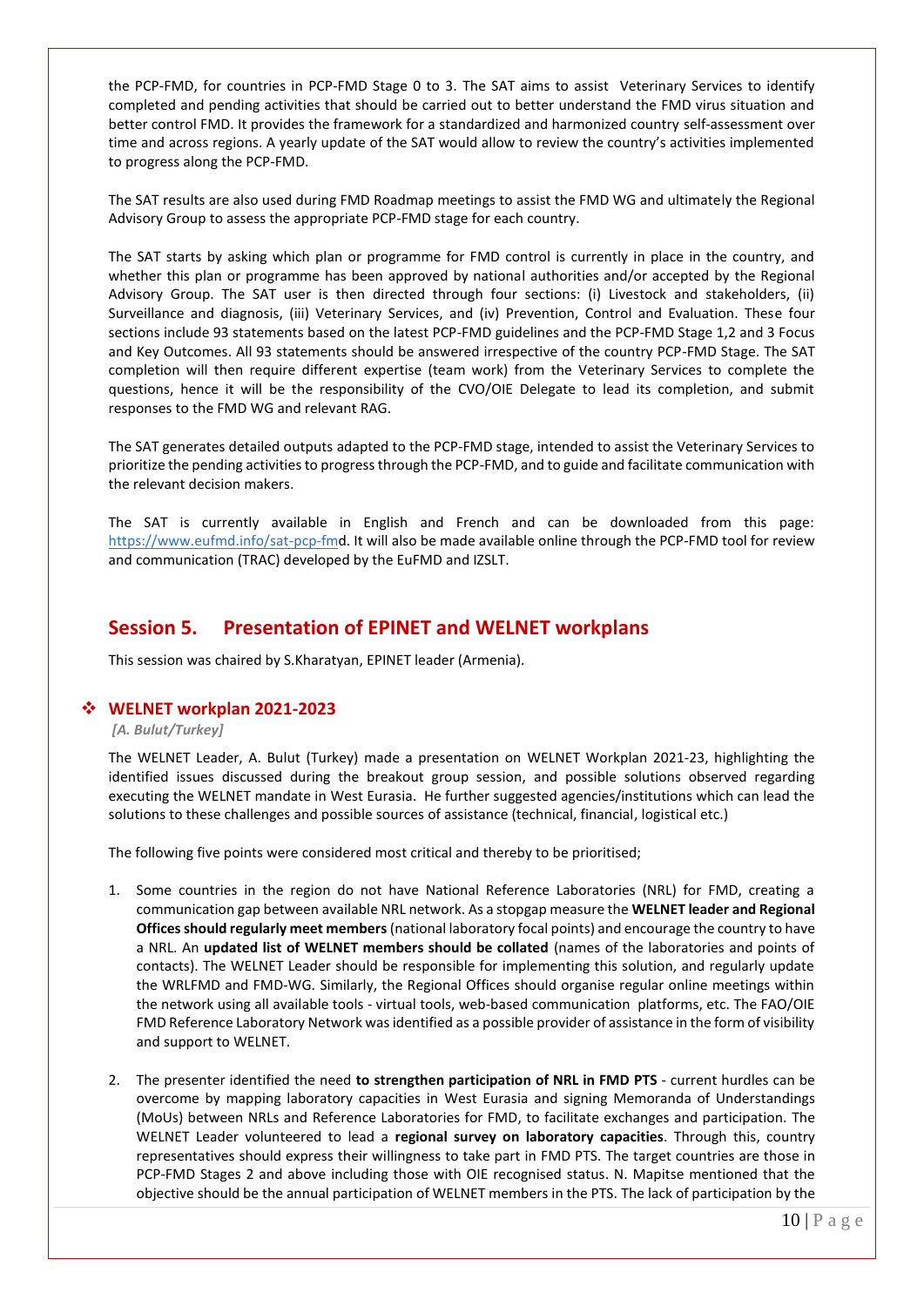the PCP-FMD, for countries in PCP-FMD Stage 0 to 3. The SAT aims to assist Veterinary Services to identify completed and pending activities that should be carried out to better understand the FMD virus situation and better control FMD. It provides the framework for a standardized and harmonized country self-assessment over time and across regions. A yearly update of the SAT would allow to review the country's activities implemented to progress along the PCP-FMD.

The SAT results are also used during FMD Roadmap meetings to assist the FMD WG and ultimately the Regional Advisory Group to assess the appropriate PCP-FMD stage for each country.

The SAT starts by asking which plan or programme for FMD control is currently in place in the country, and whether this plan or programme has been approved by national authorities and/or accepted by the Regional Advisory Group. The SAT user is then directed through four sections: (i) Livestock and stakeholders, (ii) Surveillance and diagnosis, (iii) Veterinary Services, and (iv) Prevention, Control and Evaluation. These four sections include 93 statements based on the latest PCP-FMD guidelines and the PCP-FMD Stage 1,2 and 3 Focus and Key Outcomes. All 93 statements should be answered irrespective of the country PCP-FMD Stage. The SAT completion will then require different expertise (team work) from the Veterinary Services to complete the questions, hence it will be the responsibility of the CVO/OIE Delegate to lead its completion, and submit responses to the FMD WG and relevant RAG.

The SAT generates detailed outputs adapted to the PCP-FMD stage, intended to assist the Veterinary Services to prioritize the pending activities to progress through the PCP-FMD, and to guide and facilitate communication with the relevant decision makers.

The SAT is currently available in English and French and can be downloaded from this page: https://www.eufmd.info/sat-pcp-fmd. It will also be made available online through the PCP-FMD tool for review and communication (TRAC) developed by the EuFMD and IZSLT.

## Session 5. Presentation of EPINET and WELNET workplans

This session was chaired by S.Kharatyan, EPINET leader (Armenia).

### WELNET workplan 2021-2023

*[A. Bulut/Turkey]*

The WELNET Leader, A. Bulut (Turkey) made a presentation on WELNET Workplan 2021-23, highlighting the identified issues discussed during the breakout group session, and possible solutions observed regarding executing the WELNET mandate in West Eurasia. He further suggested agencies/institutions which can lead the solutions to these challenges and possible sources of assistance (technical, financial, logistical etc.)

The following five points were considered most critical and thereby to be prioritised;

1. Some countries in the region do not have National Reference Laboratories (NRL) for FMD, creating a communication gap between available NRL network. As a stopgap measure the **WELNET leader and Regional Offices should regularly meet members** (national laboratory focal points) and encourage the country to have a NRL. An **updated list of WELNET members should be collated** (names of the laboratories and points of contacts). The WELNET Leader should be responsible for implementing this solution, and regularly update the WRLFMD and FMD-WG. Similarly, the Regional Offices should organise regular online meetings within the network using all available tools - virtual tools, web-based communication platforms, etc. The FAO/OIE FMD Reference Laboratory Network was identified as a possible provider of assistance in the form of visibility and support to WELNET.

2. The presenter identified the need **to strengthen participation of NRL in FMD PTS** - current hurdles can be overcome by mapping laboratory capacities in West Eurasia and signing Memoranda of Understandings (MoUs) between NRLs and Reference Laboratories for FMD, to facilitate exchanges and participation. The WELNET Leader volunteered to lead a **regional survey on laboratory capacities**. Through this, country representatives should express their willingness to take part in FMD PTS. The target countries are those in PCP-FMD Stages 2 and above including those with OIE recognised status. N. Mapitse mentioned that the objective should be the annual participation of WELNET members in the PTS. The lack of participation by the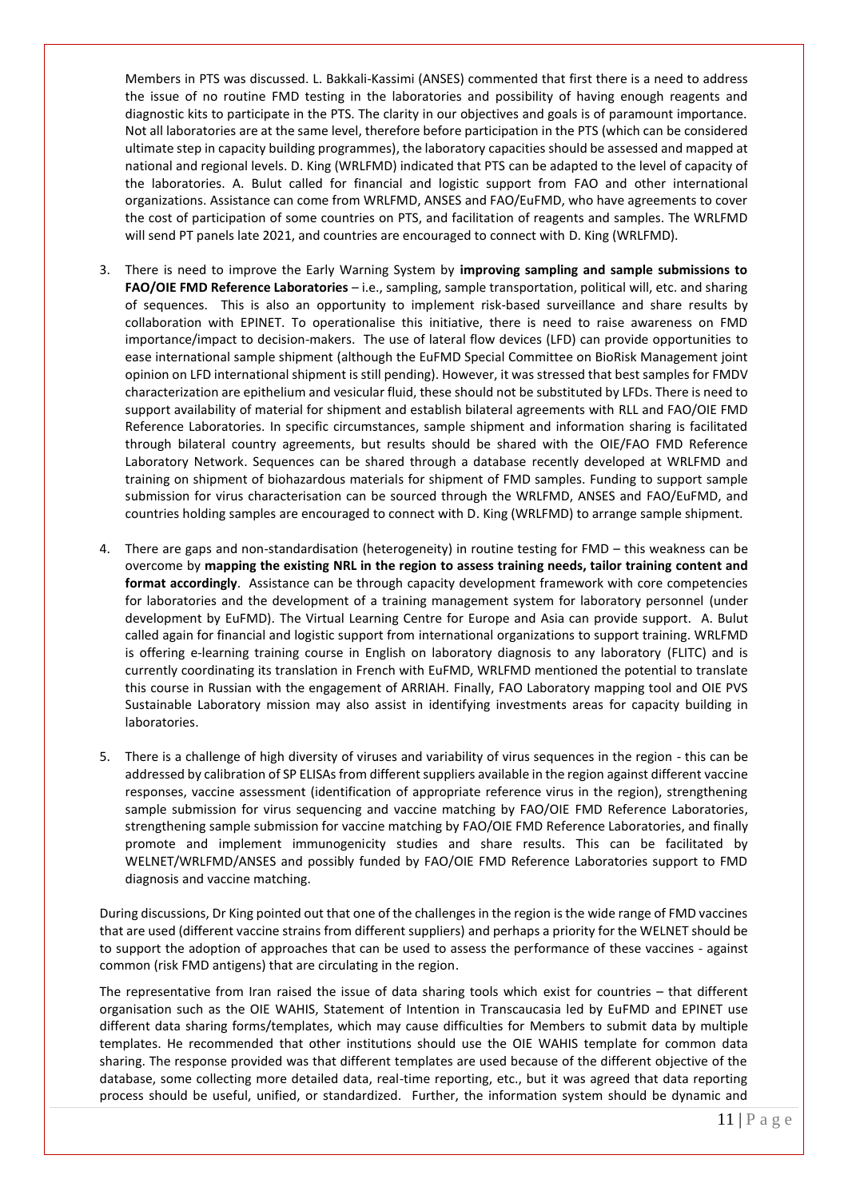Members in PTS was discussed. L. Bakkali-Kassimi (ANSES) commented that first there is a need to address the issue of no routine FMD testing in the laboratories and possibility of having enough reagents and diagnostic kits to participate in the PTS. The clarity in our objectives and goals is of paramount importance. Not all laboratories are at the same level, therefore before participation in the PTS (which can be considered ultimate step in capacity building programmes), the laboratory capacities should be assessed and mapped at national and regional levels. D. King (WRLFMD) indicated that PTS can be adapted to the level of capacity of the laboratories. A. Bulut called for financial and logistic support from FAO and other international organizations. Assistance can come from WRLFMD, ANSES and FAO/EuFMD, who have agreements to cover the cost of participation of some countries on PTS, and facilitation of reagents and samples. The WRLFMD will send PT panels late 2021, and countries are encouraged to connect with D. King (WRLFMD).

3. There is need to improve the Early Warning System by **improving sampling and sample submissions to FAO/OIE FMD Reference Laboratories** – i.e., sampling, sample transportation, political will, etc. and sharing of sequences. This is also an opportunity to implement risk-based surveillance and share results by collaboration with EPINET. To operationalise this initiative, there is need to raise awareness on FMD importance/impact to decision-makers. The use of lateral flow devices (LFD) can provide opportunities to ease international sample shipment (although the EuFMD Special Committee on BioRisk Management joint opinion on LFD international shipment is still pending). However, it was stressed that best samples for FMDV characterization are epithelium and vesicular fluid, these should not be substituted by LFDs. There is need to support availability of material for shipment and establish bilateral agreements with RLL and FAO/OIE FMD Reference Laboratories. In specific circumstances, sample shipment and information sharing is facilitated through bilateral country agreements, but results should be shared with the OIE/FAO FMD Reference Laboratory Network. Sequences can be shared through a database recently developed at WRLFMD and training on shipment of biohazardous materials for shipment of FMD samples. Funding to support sample submission for virus characterisation can be sourced through the WRLFMD, ANSES and FAO/EuFMD, and countries holding samples are encouraged to connect with D. King (WRLFMD) to arrange sample shipment.

4. There are gaps and non-standardisation (heterogeneity) in routine testing for FMD – this weakness can be overcome by **mapping the existing NRL in the region to assess training needs, tailor training content and format accordingly**. Assistance can be through capacity development framework with core competencies for laboratories and the development of a training management system for laboratory personnel (under development by EuFMD). The Virtual Learning Centre for Europe and Asia can provide support. A. Bulut called again for financial and logistic support from international organizations to support training. WRLFMD is offering e-learning training course in English on laboratory diagnosis to any laboratory (FLITC) and is currently coordinating its translation in French with EuFMD, WRLFMD mentioned the potential to translate this course in Russian with the engagement of ARRIAH. Finally, FAO Laboratory mapping tool and OIE PVS Sustainable Laboratory mission may also assist in identifying investments areas for capacity building in laboratories.

5. There is a challenge of high diversity of viruses and variability of virus sequences in the region - this can be addressed by calibration of SP ELISAs from different suppliers available in the region against different vaccine responses, vaccine assessment (identification of appropriate reference virus in the region), strengthening sample submission for virus sequencing and vaccine matching by FAO/OIE FMD Reference Laboratories, strengthening sample submission for vaccine matching by FAO/OIE FMD Reference Laboratories, and finally promote and implement immunogenicity studies and share results. This can be facilitated by WELNET/WRLFMD/ANSES and possibly funded by FAO/OIE FMD Reference Laboratories support to FMD diagnosis and vaccine matching.

During discussions, Dr King pointed out that one of the challenges in the region is the wide range of FMD vaccines that are used (different vaccine strains from different suppliers) and perhaps a priority for the WELNET should be to support the adoption of approaches that can be used to assess the performance of these vaccines - against common (risk FMD antigens) that are circulating in the region.

The representative from Iran raised the issue of data sharing tools which exist for countries – that different organisation such as the OIE WAHIS, Statement of Intention in Transcaucasia led by EuFMD and EPINET use different data sharing forms/templates, which may cause difficulties for Members to submit data by multiple templates. He recommended that other institutions should use the OIE WAHIS template for common data sharing. The response provided was that different templates are used because of the different objective of the database, some collecting more detailed data, real-time reporting, etc., but it was agreed that data reporting process should be useful, unified, or standardized. Further, the information system should be dynamic and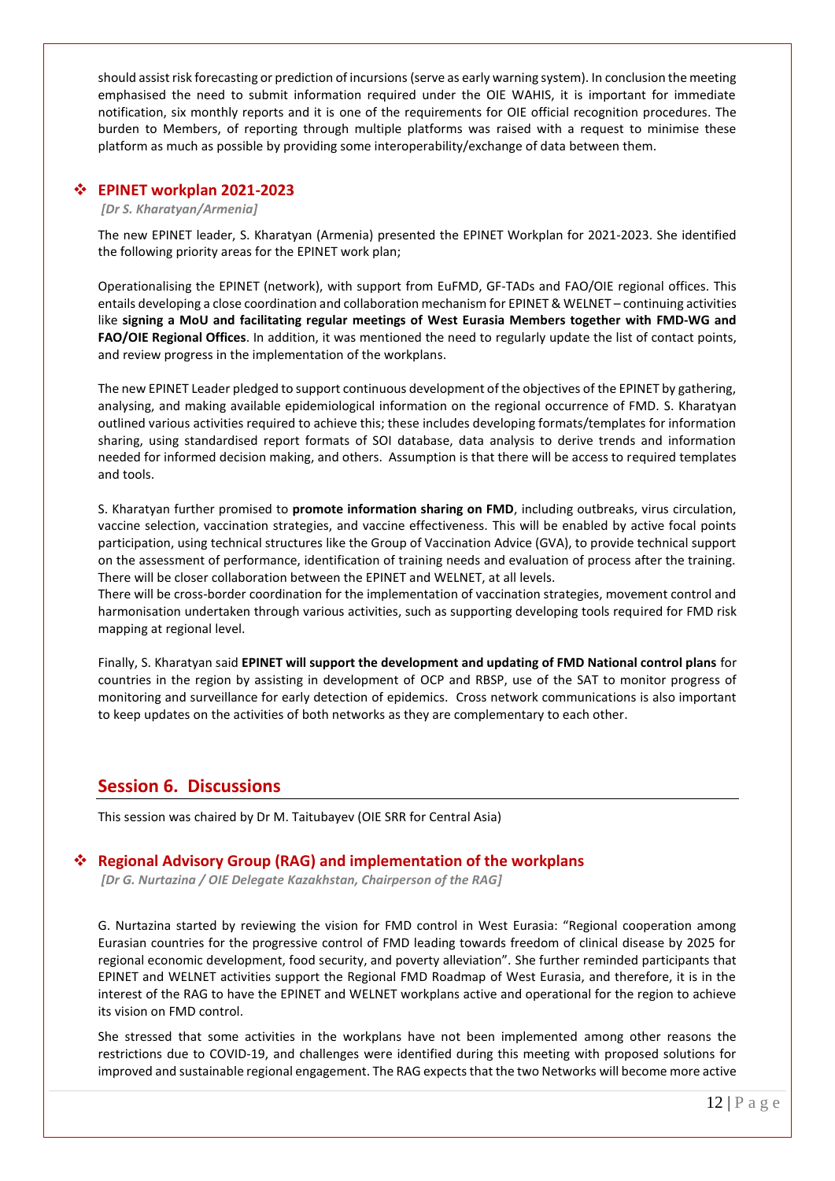should assist risk forecasting or prediction of incursions (serve as early warning system). In conclusion the meeting emphasised the need to submit information required under the OIE WAHIS, it is important for immediate notification, six monthly reports and it is one of the requirements for OIE official recognition procedures. The burden to Members, of reporting through multiple platforms was raised with a request to minimise these platform as much as possible by providing some interoperability/exchange of data between them.

### ❖ EPINET workplan 2021-2023

*[Dr S. Kharatyan/Armenia]*

The new EPINET leader, S. Kharatyan (Armenia) presented the EPINET Workplan for 2021-2023. She identified the following priority areas for the EPINET work plan;

Operationalising the EPINET (network), with support from EuFMD, GF-TADs and FAO/OIE regional offices. This entails developing a close coordination and collaboration mechanism for EPINET & WELNET – continuing activities like **signing a MoU and facilitating regular meetings of West Eurasia Members together with FMD-WG and FAO/OIE Regional Offices**. In addition, it was mentioned the need to regularly update the list of contact points, and review progress in the implementation of the workplans.

The new EPINET Leader pledged to support continuous development of the objectives of the EPINET by gathering, analysing, and making available epidemiological information on the regional occurrence of FMD. S. Kharatyan outlined various activities required to achieve this; these includes developing formats/templates for information sharing, using standardised report formats of SOI database, data analysis to derive trends and information needed for informed decision making, and others. Assumption is that there will be access to required templates and tools.

S. Kharatyan further promised to **promote information sharing on FMD**, including outbreaks, virus circulation, vaccine selection, vaccination strategies, and vaccine effectiveness. This will be enabled by active focal points participation, using technical structures like the Group of Vaccination Advice (GVA), to provide technical support on the assessment of performance, identification of training needs and evaluation of process after the training. There will be closer collaboration between the EPINET and WELNET, at all levels.
There will be cross-border coordination for the implementation of vaccination strategies, movement control and harmonisation undertaken through various activities, such as supporting developing tools required for FMD risk mapping at regional level.

Finally, S. Kharatyan said **EPINET will support the development and updating of FMD National control plans** for countries in the region by assisting in development of OCP and RBSP, use of the SAT to monitor progress of monitoring and surveillance for early detection of epidemics. Cross network communications is also important to keep updates on the activities of both networks as they are complementary to each other.

## Session 6. Discussions

This session was chaired by Dr M. Taitubayev (OIE SRR for Central Asia)

### ❖ Regional Advisory Group (RAG) and implementation of the workplans

*[Dr G. Nurtazina / OIE Delegate Kazakhstan, Chairperson of the RAG]*

G. Nurtazina started by reviewing the vision for FMD control in West Eurasia: "Regional cooperation among Eurasian countries for the progressive control of FMD leading towards freedom of clinical disease by 2025 for regional economic development, food security, and poverty alleviation". She further reminded participants that EPINET and WELNET activities support the Regional FMD Roadmap of West Eurasia, and therefore, it is in the interest of the RAG to have the EPINET and WELNET workplans active and operational for the region to achieve its vision on FMD control.

She stressed that some activities in the workplans have not been implemented among other reasons the restrictions due to COVID-19, and challenges were identified during this meeting with proposed solutions for improved and sustainable regional engagement. The RAG expects that the two Networks will become more active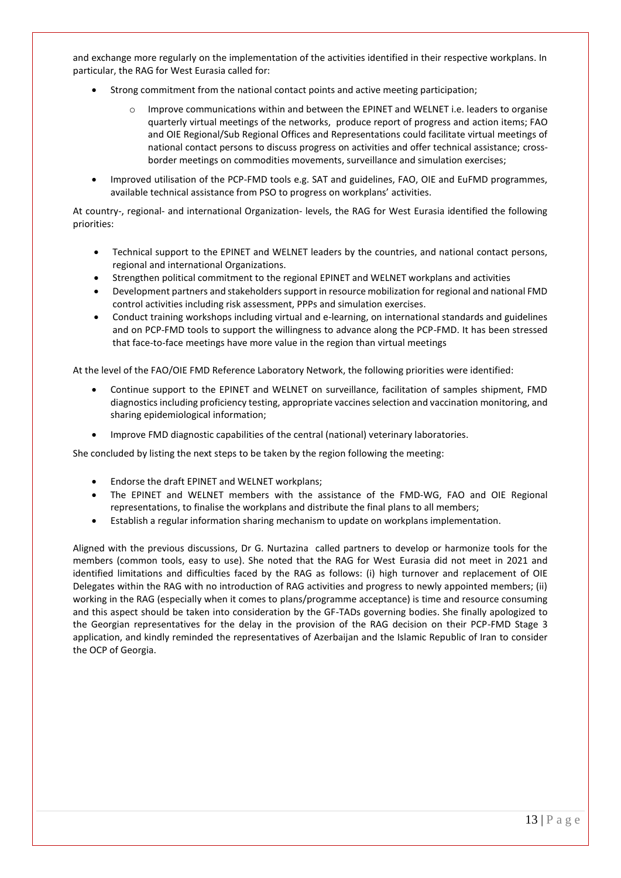and exchange more regularly on the implementation of the activities identified in their respective workplans. In particular, the RAG for West Eurasia called for:

- Strong commitment from the national contact points and active meeting participation;
    - Improve communications within and between the EPINET and WELNET i.e. leaders to organise quarterly virtual meetings of the networks, produce report of progress and action items; FAO and OIE Regional/Sub Regional Offices and Representations could facilitate virtual meetings of national contact persons to discuss progress on activities and offer technical assistance; cross-border meetings on commodities movements, surveillance and simulation exercises;
- Improved utilisation of the PCP-FMD tools e.g. SAT and guidelines, FAO, OIE and EuFMD programmes, available technical assistance from PSO to progress on workplans' activities.

At country-, regional- and international Organization- levels, the RAG for West Eurasia identified the following priorities:

- Technical support to the EPINET and WELNET leaders by the countries, and national contact persons, regional and international Organizations.
- Strengthen political commitment to the regional EPINET and WELNET workplans and activities
- Development partners and stakeholders support in resource mobilization for regional and national FMD control activities including risk assessment, PPPs and simulation exercises.
- Conduct training workshops including virtual and e-learning, on international standards and guidelines and on PCP-FMD tools to support the willingness to advance along the PCP-FMD. It has been stressed that face-to-face meetings have more value in the region than virtual meetings

At the level of the FAO/OIE FMD Reference Laboratory Network, the following priorities were identified:

- Continue support to the EPINET and WELNET on surveillance, facilitation of samples shipment, FMD diagnostics including proficiency testing, appropriate vaccines selection and vaccination monitoring, and sharing epidemiological information;
- Improve FMD diagnostic capabilities of the central (national) veterinary laboratories.

She concluded by listing the next steps to be taken by the region following the meeting:

- Endorse the draft EPINET and WELNET workplans;
- The EPINET and WELNET members with the assistance of the FMD-WG, FAO and OIE Regional representations, to finalise the workplans and distribute the final plans to all members;
- Establish a regular information sharing mechanism to update on workplans implementation.

Aligned with the previous discussions, Dr G. Nurtazina called partners to develop or harmonize tools for the members (common tools, easy to use). She noted that the RAG for West Eurasia did not meet in 2021 and identified limitations and difficulties faced by the RAG as follows: (i) high turnover and replacement of OIE Delegates within the RAG with no introduction of RAG activities and progress to newly appointed members; (ii) working in the RAG (especially when it comes to plans/programme acceptance) is time and resource consuming and this aspect should be taken into consideration by the GF-TADs governing bodies. She finally apologized to the Georgian representatives for the delay in the provision of the RAG decision on their PCP-FMD Stage 3 application, and kindly reminded the representatives of Azerbaijan and the Islamic Republic of Iran to consider the OCP of Georgia.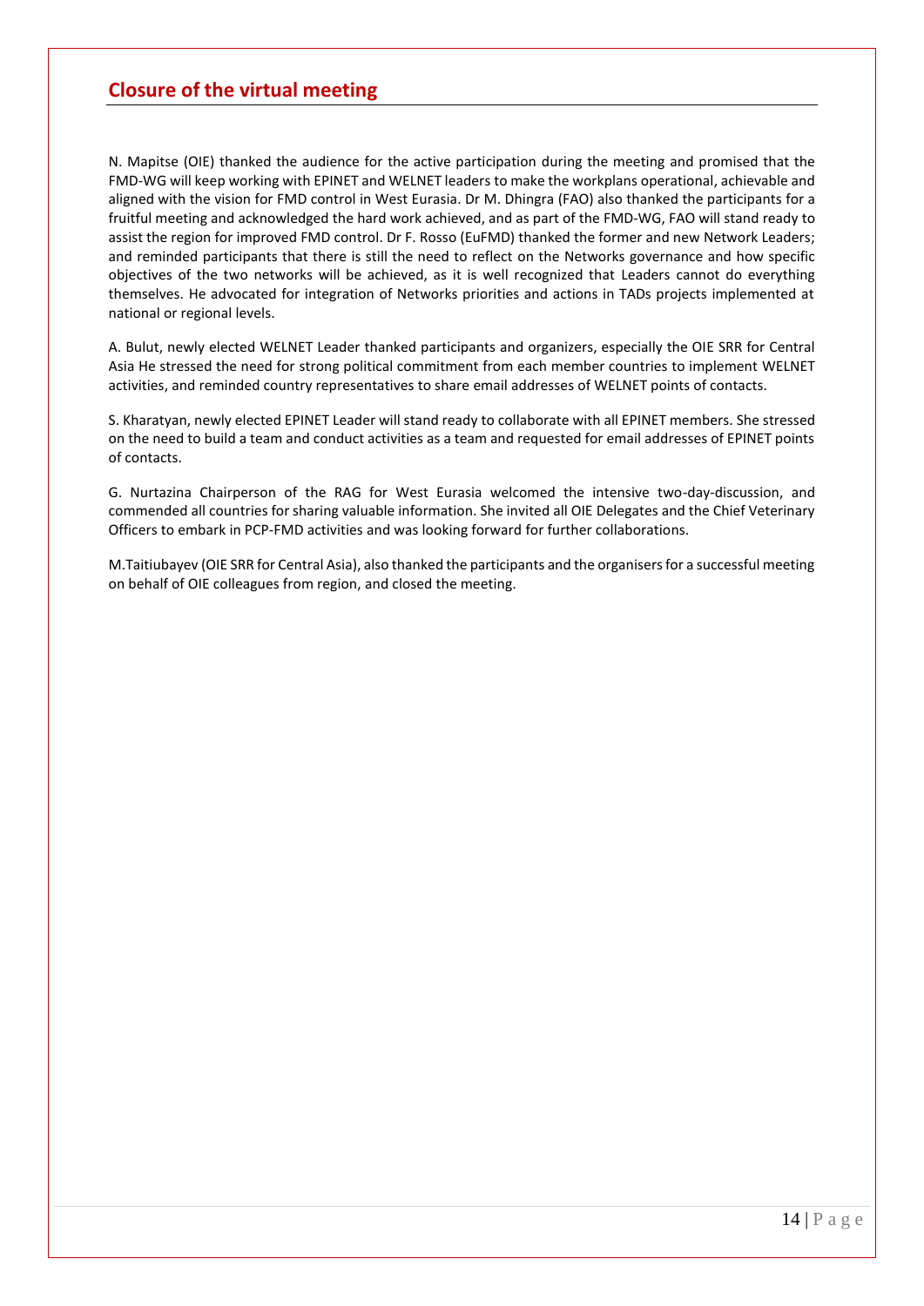## Closure of the virtual meeting

N. Mapitse (OIE) thanked the audience for the active participation during the meeting and promised that the FMD-WG will keep working with EPINET and WELNET leaders to make the workplans operational, achievable and aligned with the vision for FMD control in West Eurasia. Dr M. Dhingra (FAO) also thanked the participants for a fruitful meeting and acknowledged the hard work achieved, and as part of the FMD-WG, FAO will stand ready to assist the region for improved FMD control. Dr F. Rosso (EuFMD) thanked the former and new Network Leaders; and reminded participants that there is still the need to reflect on the Networks governance and how specific objectives of the two networks will be achieved, as it is well recognized that Leaders cannot do everything themselves. He advocated for integration of Networks priorities and actions in TADs projects implemented at national or regional levels.

A. Bulut, newly elected WELNET Leader thanked participants and organizers, especially the OIE SRR for Central Asia He stressed the need for strong political commitment from each member countries to implement WELNET activities, and reminded country representatives to share email addresses of WELNET points of contacts.

S. Kharatyan, newly elected EPINET Leader will stand ready to collaborate with all EPINET members. She stressed on the need to build a team and conduct activities as a team and requested for email addresses of EPINET points of contacts.

G. Nurtazina Chairperson of the RAG for West Eurasia welcomed the intensive two-day-discussion, and commended all countries for sharing valuable information. She invited all OIE Delegates and the Chief Veterinary Officers to embark in PCP-FMD activities and was looking forward for further collaborations.

M.Taitiubayev (OIE SRR for Central Asia), also thanked the participants and the organisers for a successful meeting on behalf of OIE colleagues from region, and closed the meeting.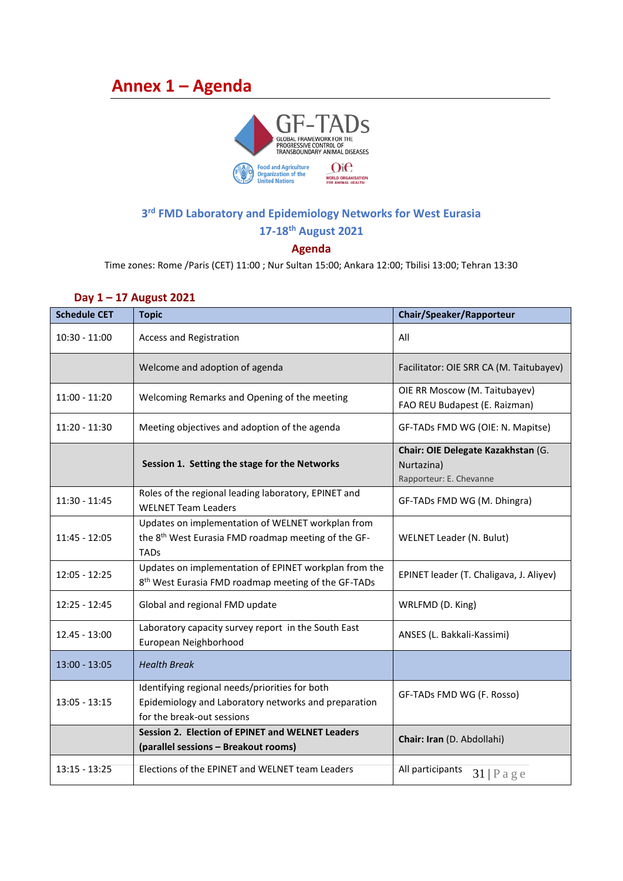# Annex 1 – Agenda

GF-TADs
GLOBAL FRAMEWORK FOR THE PROGRESSIVE CONTROL OF TRANSBOUNDARY ANIMAL DISEASES

Food and Agriculture Organization of the United Nations

OIE WORLD ORGANISATION FOR ANIMAL HEALTH

## 3rd FMD Laboratory and Epidemiology Networks for West Eurasia

## 17-18th August 2021

## Agenda

Time zones: Rome /Paris (CET) 11:00 ; Nur Sultan 15:00; Ankara 12:00; Tbilisi 13:00; Tehran 13:30

### Day 1 – 17 August 2021

| Schedule CET | Topic | Chair/Speaker/Rapporteur |
|---|---|---|
| 10:30 - 11:00 | Access and Registration | All |
| | Welcome and adoption of agenda | Facilitator: OIE SRR CA (M. Taitubayev) |
| 11:00 - 11:20 | Welcoming Remarks and Opening of the meeting | OIE RR Moscow (M. Taitubayev)<br>FAO REU Budapest (E. Raizman) |
| 11:20 - 11:30 | Meeting objectives and adoption of the agenda | GF-TADs FMD WG (OIE: N. Mapitse) |
| | **Session 1. Setting the stage for the Networks** | **Chair: OIE Delegate Kazakhstan** (G. Nurtazina)<br>Rapporteur: E. Chevanne |
| 11:30 - 11:45 | Roles of the regional leading laboratory, EPINET and WELNET Team Leaders | GF-TADs FMD WG (M. Dhingra) |
| 11:45 - 12:05 | Updates on implementation of WELNET workplan from the 8th West Eurasia FMD roadmap meeting of the GF-TADs | WELNET Leader (N. Bulut) |
| 12:05 - 12:25 | Updates on implementation of EPINET workplan from the 8th West Eurasia FMD roadmap meeting of the GF-TADs | EPINET leader (T. Chaligava, J. Aliyev) |
| 12:25 - 12:45 | Global and regional FMD update | WRLFMD (D. King) |
| 12.45 - 13:00 | Laboratory capacity survey report in the South East European Neighborhood | ANSES (L. Bakkali-Kassimi) |
| 13:00 - 13:05 | *Health Break* | |
| 13:05 - 13:15 | Identifying regional needs/priorities for both Epidemiology and Laboratory networks and preparation for the break-out sessions | GF-TADs FMD WG (F. Rosso) |
| | **Session 2. Election of EPINET and WELNET Leaders (parallel sessions – Breakout rooms)** | **Chair: Iran** (D. Abdollahi) |
| 13:15 - 13:25 | Elections of the EPINET and WELNET team Leaders | All participants |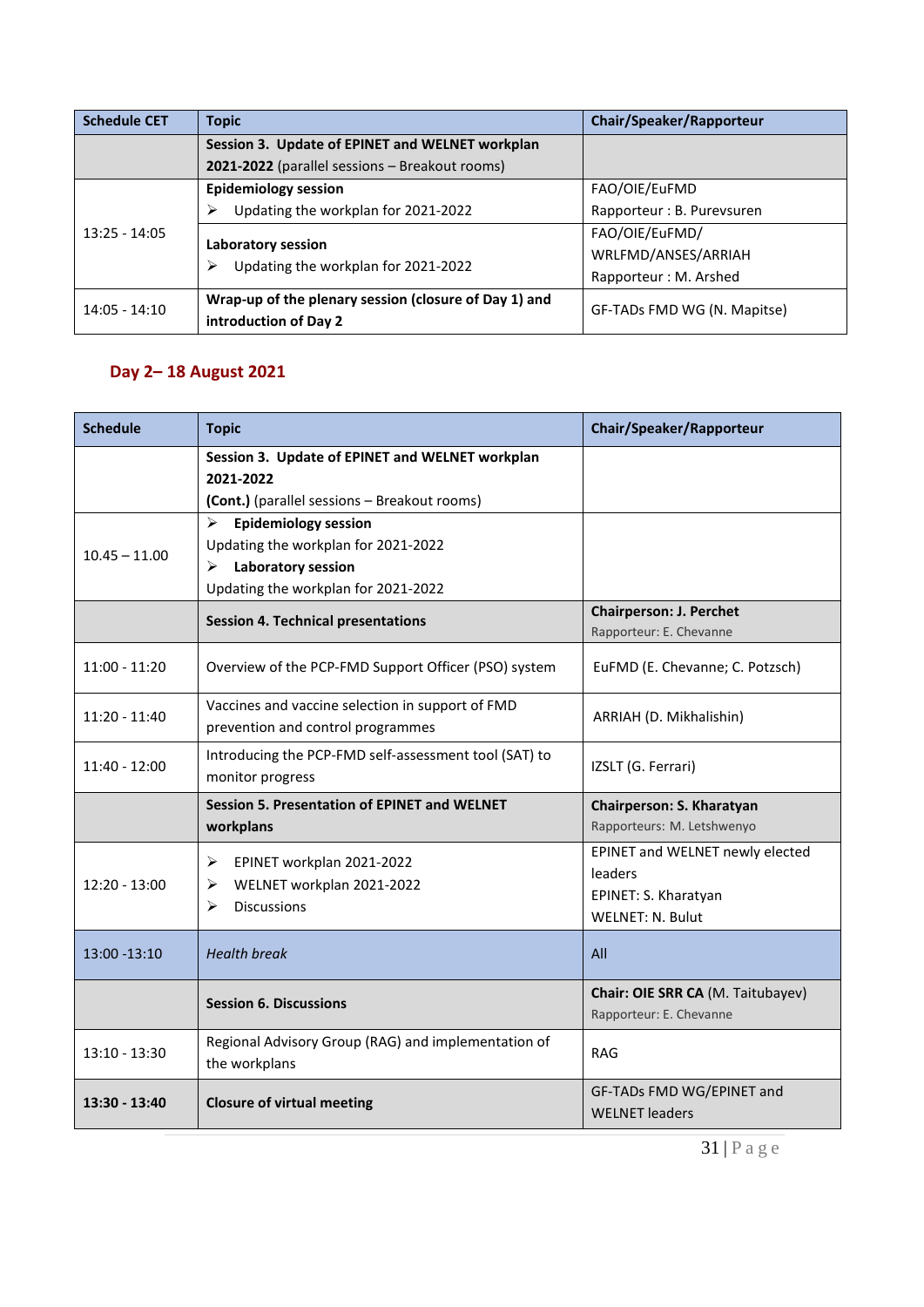| Schedule CET | Topic | Chair/Speaker/Rapporteur |
|---|---|---|
| | **Session 3. Update of EPINET and WELNET workplan 2021-2022** (parallel sessions – Breakout rooms) | |
| 13:25 - 14:05 | **Epidemiology session** <br> ➢ Updating the workplan for 2021-2022 | FAO/OIE/EuFMD <br> Rapporteur : B. Purevsuren |
| | **Laboratory session** <br> ➢ Updating the workplan for 2021-2022 | FAO/OIE/EuFMD/ WRLFMD/ANSES/ARRIAH <br> Rapporteur : M. Arshed |
| 14:05 - 14:10 | **Wrap-up of the plenary session (closure of Day 1) and introduction of Day 2** | GF-TADs FMD WG (N. Mapitse) |

## Day 2– 18 August 2021

| Schedule | Topic | Chair/Speaker/Rapporteur |
|---|---|---|
| | **Session 3. Update of EPINET and WELNET workplan 2021-2022** <br> **(Cont.)** (parallel sessions – Breakout rooms) | |
| 10.45 – 11.00 | ➢ **Epidemiology session** <br> Updating the workplan for 2021-2022 <br> ➢ **Laboratory session** <br> Updating the workplan for 2021-2022 | |
| | **Session 4. Technical presentations** | **Chairperson: J. Perchet** <br> Rapporteur: E. Chevanne |
| 11:00 - 11:20 | Overview of the PCP-FMD Support Officer (PSO) system | EuFMD (E. Chevanne; C. Potzsch) |
| 11:20 - 11:40 | Vaccines and vaccine selection in support of FMD prevention and control programmes | ARRIAH (D. Mikhalishin) |
| 11:40 - 12:00 | Introducing the PCP-FMD self-assessment tool (SAT) to monitor progress | IZSLT (G. Ferrari) |
| | **Session 5. Presentation of EPINET and WELNET workplans** | **Chairperson: S. Kharatyan** <br> Rapporteurs: M. Letshwenyo |
| 12:20 - 13:00 | ➢ EPINET workplan 2021-2022 <br> ➢ WELNET workplan 2021-2022 <br> ➢ Discussions | EPINET and WELNET newly elected leaders <br> EPINET: S. Kharatyan <br> WELNET: N. Bulut |
| 13:00 -13:10 | *Health break* | All |
| | **Session 6. Discussions** | **Chair: OIE SRR CA** (M. Taitubayev) <br> Rapporteur: E. Chevanne |
| 13:10 - 13:30 | Regional Advisory Group (RAG) and implementation of the workplans | RAG |
| **13:30 - 13:40** | **Closure of virtual meeting** | GF-TADs FMD WG/EPINET and WELNET leaders |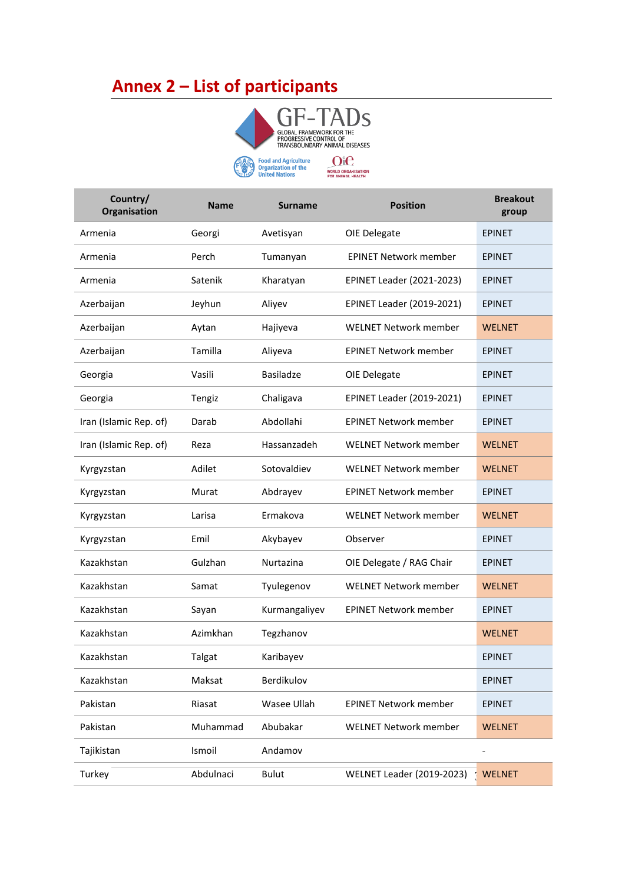# Annex 2 – List of participants

GF-TADs
GLOBAL FRAMEWORK FOR THE PROGRESSIVE CONTROL OF TRANSBOUNDARY ANIMAL DISEASES

Food and Agriculture Organization of the United Nations

OIE WORLD ORGANISATION FOR ANIMAL HEALTH

| Country/ Organisation | Name | Surname | Position | Breakout group |
|---|---|---|---|---|
| Armenia | Georgi | Avetisyan | OIE Delegate | EPINET |
| Armenia | Perch | Tumanyan | EPINET Network member | EPINET |
| Armenia | Satenik | Kharatyan | EPINET Leader (2021-2023) | EPINET |
| Azerbaijan | Jeyhun | Aliyev | EPINET Leader (2019-2021) | EPINET |
| Azerbaijan | Aytan | Hajiyeva | WELNET Network member | WELNET |
| Azerbaijan | Tamilla | Aliyeva | EPINET Network member | EPINET |
| Georgia | Vasili | Basiladze | OIE Delegate | EPINET |
| Georgia | Tengiz | Chaligava | EPINET Leader (2019-2021) | EPINET |
| Iran (Islamic Rep. of) | Darab | Abdollahi | EPINET Network member | EPINET |
| Iran (Islamic Rep. of) | Reza | Hassanzadeh | WELNET Network member | WELNET |
| Kyrgyzstan | Adilet | Sotovaldiev | WELNET Network member | WELNET |
| Kyrgyzstan | Murat | Abdrayev | EPINET Network member | EPINET |
| Kyrgyzstan | Larisa | Ermakova | WELNET Network member | WELNET |
| Kyrgyzstan | Emil | Akybayev | Observer | EPINET |
| Kazakhstan | Gulzhan | Nurtazina | OIE Delegate / RAG Chair | EPINET |
| Kazakhstan | Samat | Tyulegenov | WELNET Network member | WELNET |
| Kazakhstan | Sayan | Kurmangaliyev | EPINET Network member | EPINET |
| Kazakhstan | Azimkhan | Tegzhanov | | WELNET |
| Kazakhstan | Talgat | Karibayev | | EPINET |
| Kazakhstan | Maksat | Berdikulov | | EPINET |
| Pakistan | Riasat | Wasee Ullah | EPINET Network member | EPINET |
| Pakistan | Muhammad | Abubakar | WELNET Network member | WELNET |
| Tajikistan | Ismoil | Andamov | | - |
| Turkey | Abdulnaci | Bulut | WELNET Leader (2019-2023) | WELNET |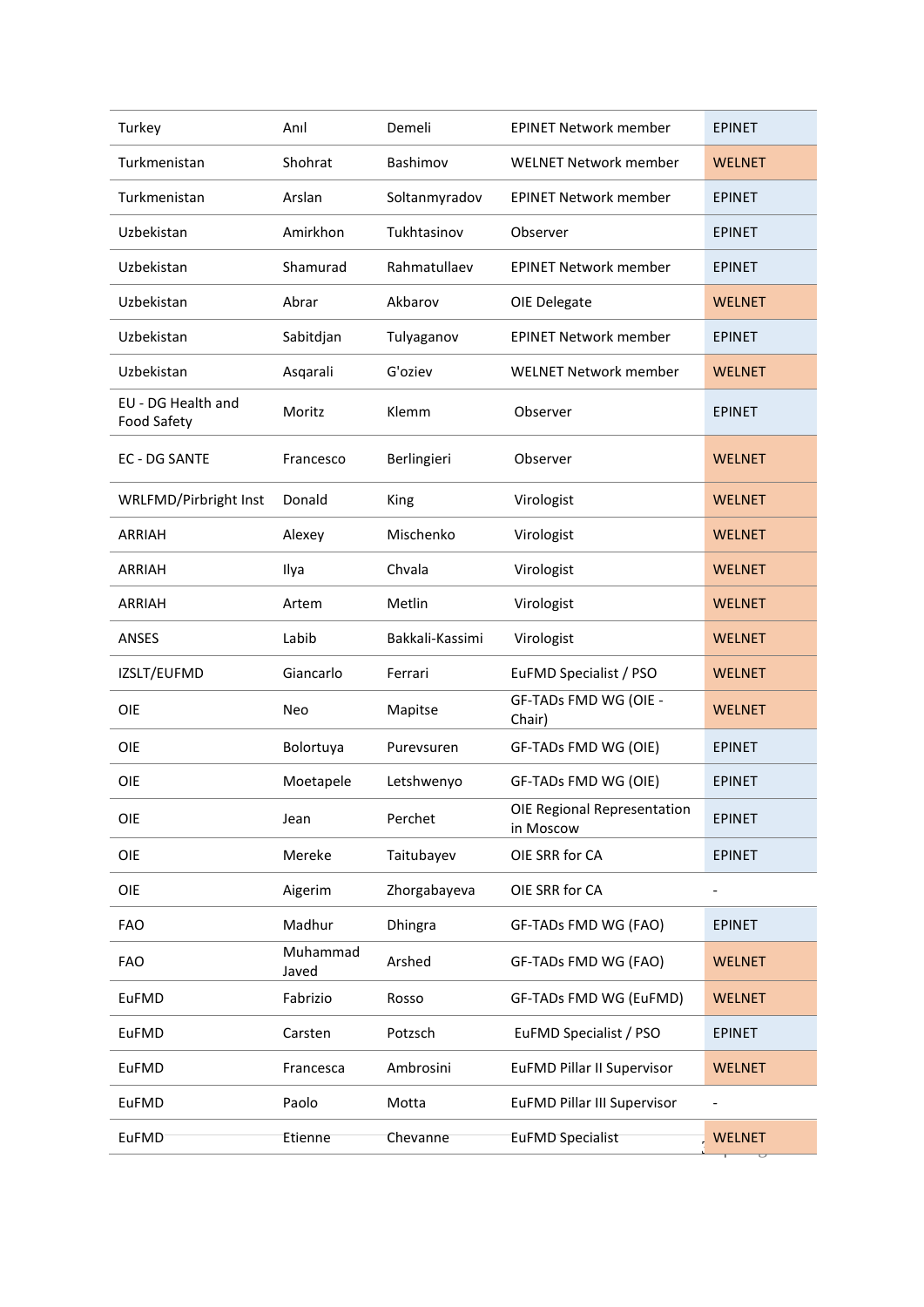| | | | | |
|---|---|---|---|---|
| Turkey | Anıl | Demeli | EPINET Network member | EPINET |
| Turkmenistan | Shohrat | Bashimov | WELNET Network member | WELNET |
| Turkmenistan | Arslan | Soltanmyradov | EPINET Network member | EPINET |
| Uzbekistan | Amirkhon | Tukhtasinov | Observer | EPINET |
| Uzbekistan | Shamurad | Rahmatullaev | EPINET Network member | EPINET |
| Uzbekistan | Abrar | Akbarov | OIE Delegate | WELNET |
| Uzbekistan | Sabitdjan | Tulyaganov | EPINET Network member | EPINET |
| Uzbekistan | Asqarali | G'oziev | WELNET Network member | WELNET |
| EU - DG Health and Food Safety | Moritz | Klemm | Observer | EPINET |
| EC - DG SANTE | Francesco | Berlingieri | Observer | WELNET |
| WRLFMD/Pirbright Inst | Donald | King | Virologist | WELNET |
| ARRIAH | Alexey | Mischenko | Virologist | WELNET |
| ARRIAH | Ilya | Chvala | Virologist | WELNET |
| ARRIAH | Artem | Metlin | Virologist | WELNET |
| ANSES | Labib | Bakkali-Kassimi | Virologist | WELNET |
| IZSLT/EUFMD | Giancarlo | Ferrari | EuFMD Specialist / PSO | WELNET |
| OIE | Neo | Mapitse | GF-TADs FMD WG (OIE - Chair) | WELNET |
| OIE | Bolortuya | Purevsuren | GF-TADs FMD WG (OIE) | EPINET |
| OIE | Moetapele | Letshwenyo | GF-TADs FMD WG (OIE) | EPINET |
| OIE | Jean | Perchet | OIE Regional Representation in Moscow | EPINET |
| OIE | Mereke | Taitubayev | OIE SRR for CA | EPINET |
| OIE | Aigerim | Zhorgabayeva | OIE SRR for CA | - |
| FAO | Madhur | Dhingra | GF-TADs FMD WG (FAO) | EPINET |
| FAO | Muhammad Javed | Arshed | GF-TADs FMD WG (FAO) | WELNET |
| EuFMD | Fabrizio | Rosso | GF-TADs FMD WG (EuFMD) | WELNET |
| EuFMD | Carsten | Potzsch | EuFMD Specialist / PSO | EPINET |
| EuFMD | Francesca | Ambrosini | EuFMD Pillar II Supervisor | WELNET |
| EuFMD | Paolo | Motta | EuFMD Pillar III Supervisor | - |
| EuFMD | Etienne | Chevanne | EuFMD Specialist | WELNET |